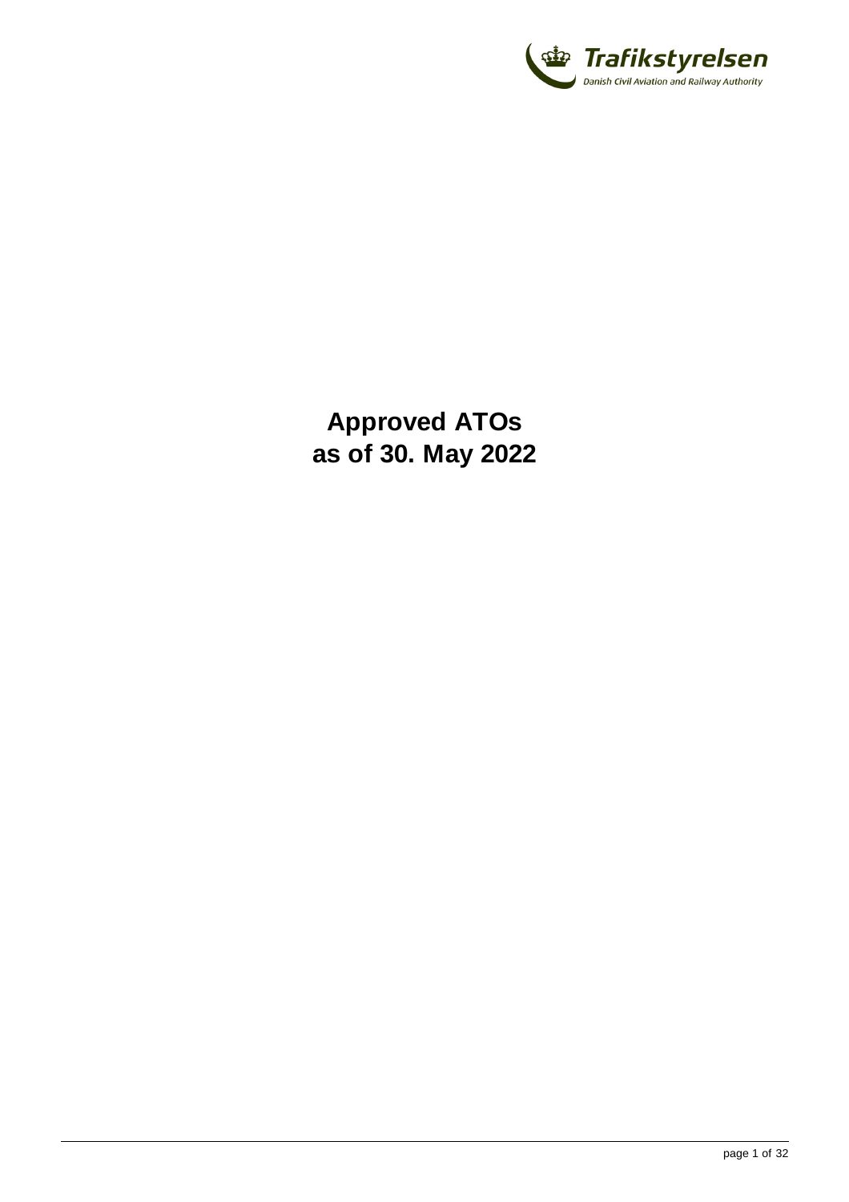# Approved ATOs as of 30. May 2022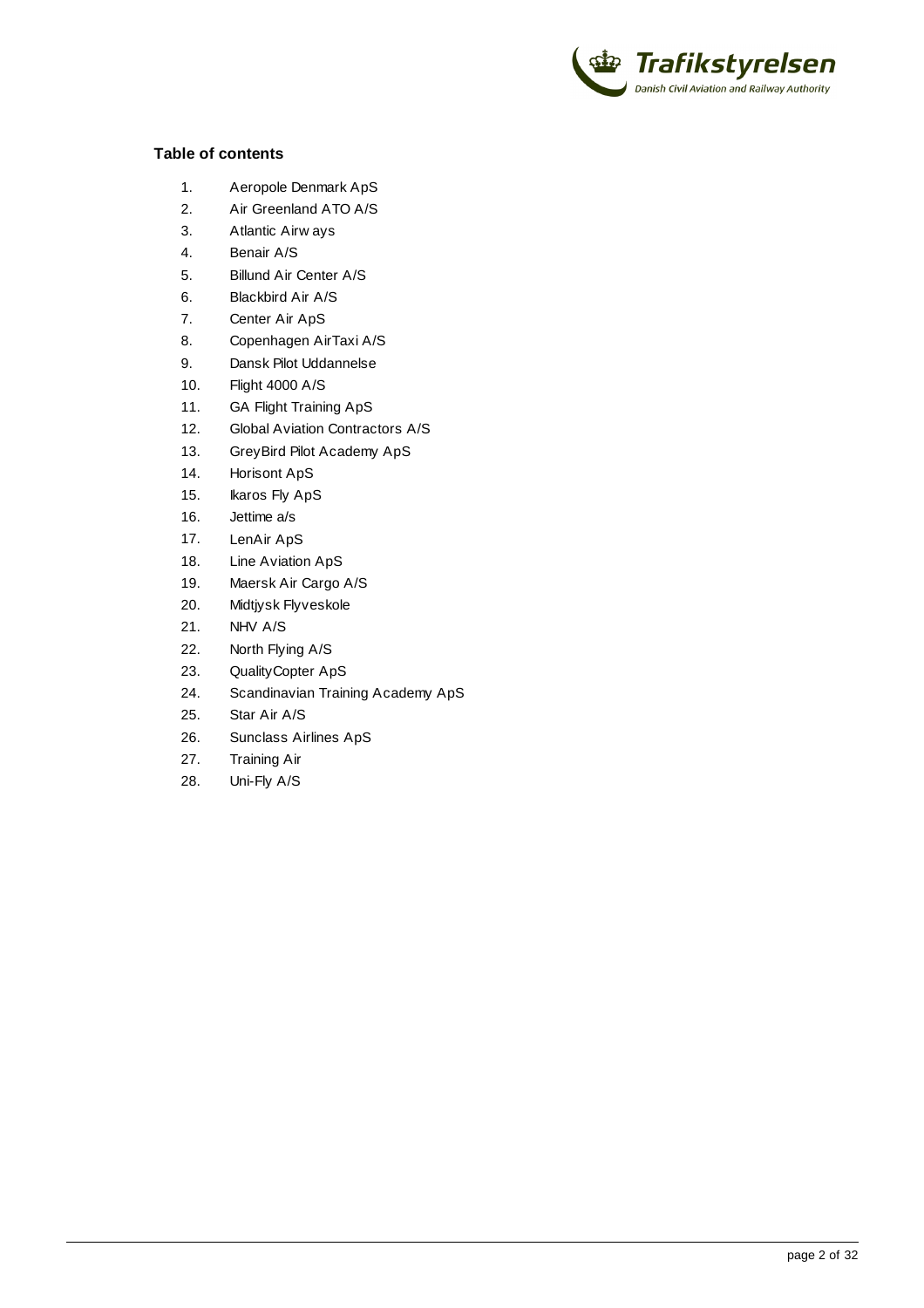### Table of contents

1. Aeropole Denmark ApS
2. Air Greenland ATO A/S
3. Atlantic Airways
4. Benair A/S
5. Billund Air Center A/S
6. Blackbird Air A/S
7. Center Air ApS
8. Copenhagen AirTaxi A/S
9. Dansk Pilot Uddannelse
10. Flight 4000 A/S
11. GA Flight Training ApS
12. Global Aviation Contractors A/S
13. GreyBird Pilot Academy ApS
14. Horisont ApS
15. Ikaros Fly ApS
16. Jettime a/s
17. LenAir ApS
18. Line Aviation ApS
19. Maersk Air Cargo A/S
20. Midtjysk Flyveskole
21. NHV A/S
22. North Flying A/S
23. QualityCopter ApS
24. Scandinavian Training Academy ApS
25. Star Air A/S
26. Sunclass Airlines ApS
27. Training Air
28. Uni-Fly A/S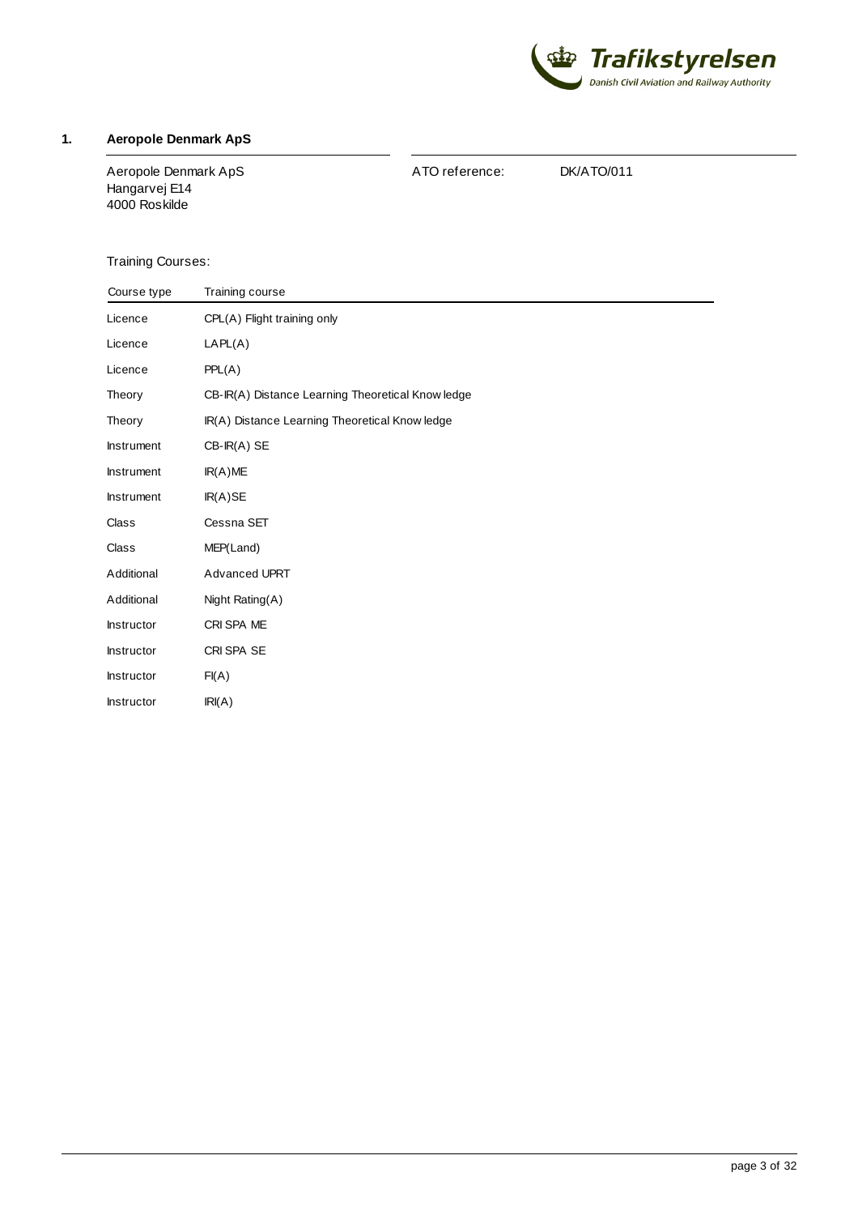## 1. Aeropole Denmark ApS

Aeropole Denmark ApS
Hangarvej E14
4000 Roskilde

ATO reference: DK/ATO/011

Training Courses:

| Course type | Training course |
|---|---|
| Licence | CPL(A) Flight training only |
| Licence | LAPL(A) |
| Licence | PPL(A) |
| Theory | CB-IR(A) Distance Learning Theoretical Knowledge |
| Theory | IR(A) Distance Learning Theoretical Knowledge |
| Instrument | CB-IR(A) SE |
| Instrument | IR(A)ME |
| Instrument | IR(A)SE |
| Class | Cessna SET |
| Class | MEP(Land) |
| Additional | Advanced UPRT |
| Additional | Night Rating(A) |
| Instructor | CRI SPA ME |
| Instructor | CRI SPA SE |
| Instructor | FI(A) |
| Instructor | IRI(A) |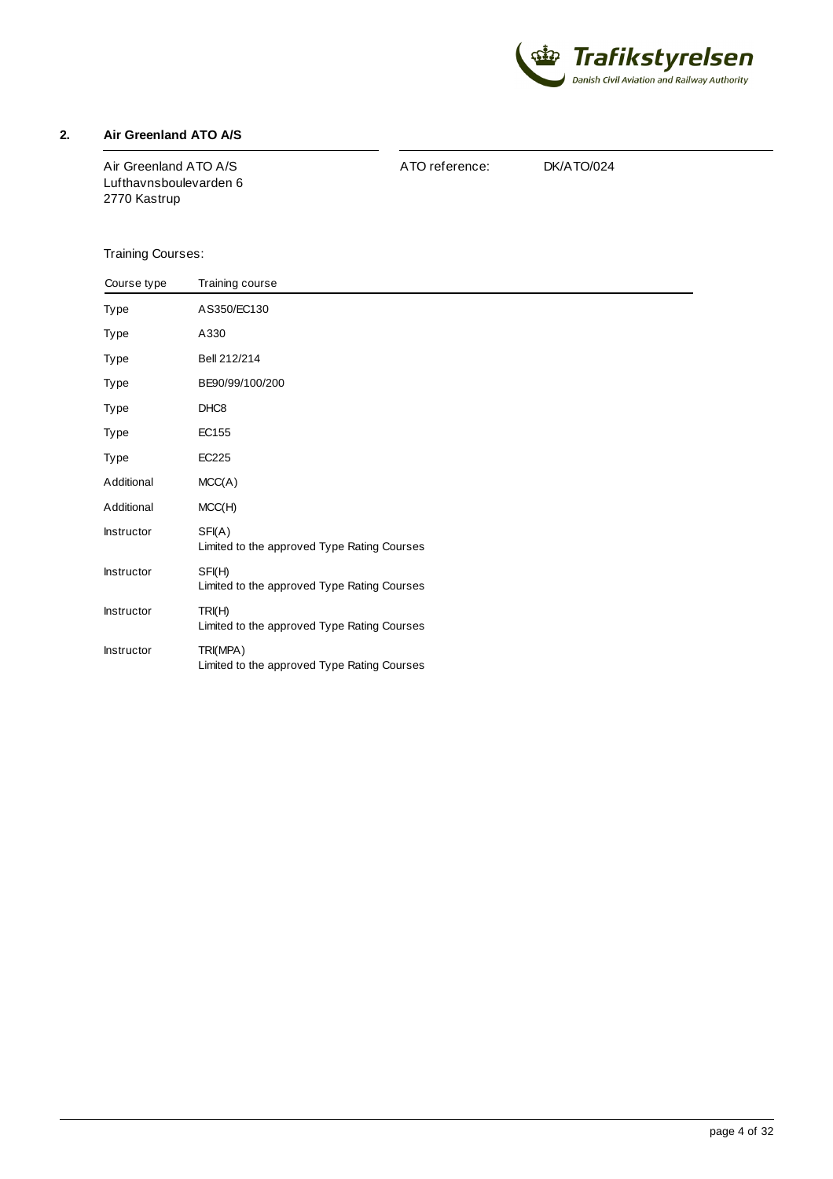## 2. Air Greenland ATO A/S

Air Greenland ATO A/S
Lufthavnsboulevarden 6
2770 Kastrup

ATO reference: DK/ATO/024

Training Courses:

| Course type | Training course |
|---|---|
| Type | AS350/EC130 |
| Type | A330 |
| Type | Bell 212/214 |
| Type | BE90/99/100/200 |
| Type | DHC8 |
| Type | EC155 |
| Type | EC225 |
| Additional | MCC(A) |
| Additional | MCC(H) |
| Instructor | SFI(A)<br>Limited to the approved Type Rating Courses |
| Instructor | SFI(H)<br>Limited to the approved Type Rating Courses |
| Instructor | TRI(H)<br>Limited to the approved Type Rating Courses |
| Instructor | TRI(MPA)<br>Limited to the approved Type Rating Courses |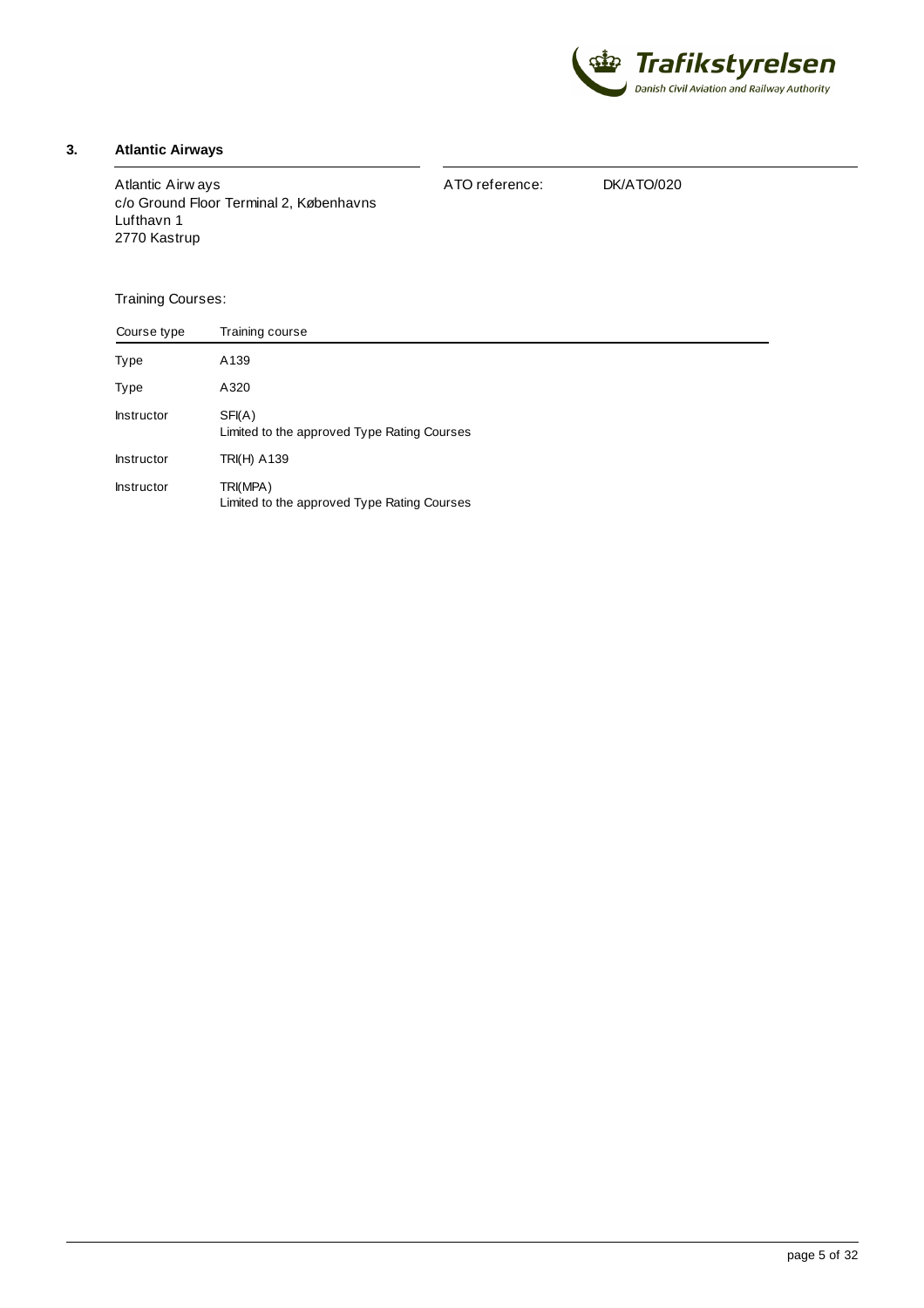## 3. Atlantic Airways

Atlantic Airways
c/o Ground Floor Terminal 2, Københavns Lufthavn 1
2770 Kastrup

ATO reference: DK/ATO/020

Training Courses:

| Course type | Training course |
|---|---|
| Type | A139 |
| Type | A320 |
| Instructor | SFI(A)<br>Limited to the approved Type Rating Courses |
| Instructor | TRI(H) A139 |
| Instructor | TRI(MPA)<br>Limited to the approved Type Rating Courses |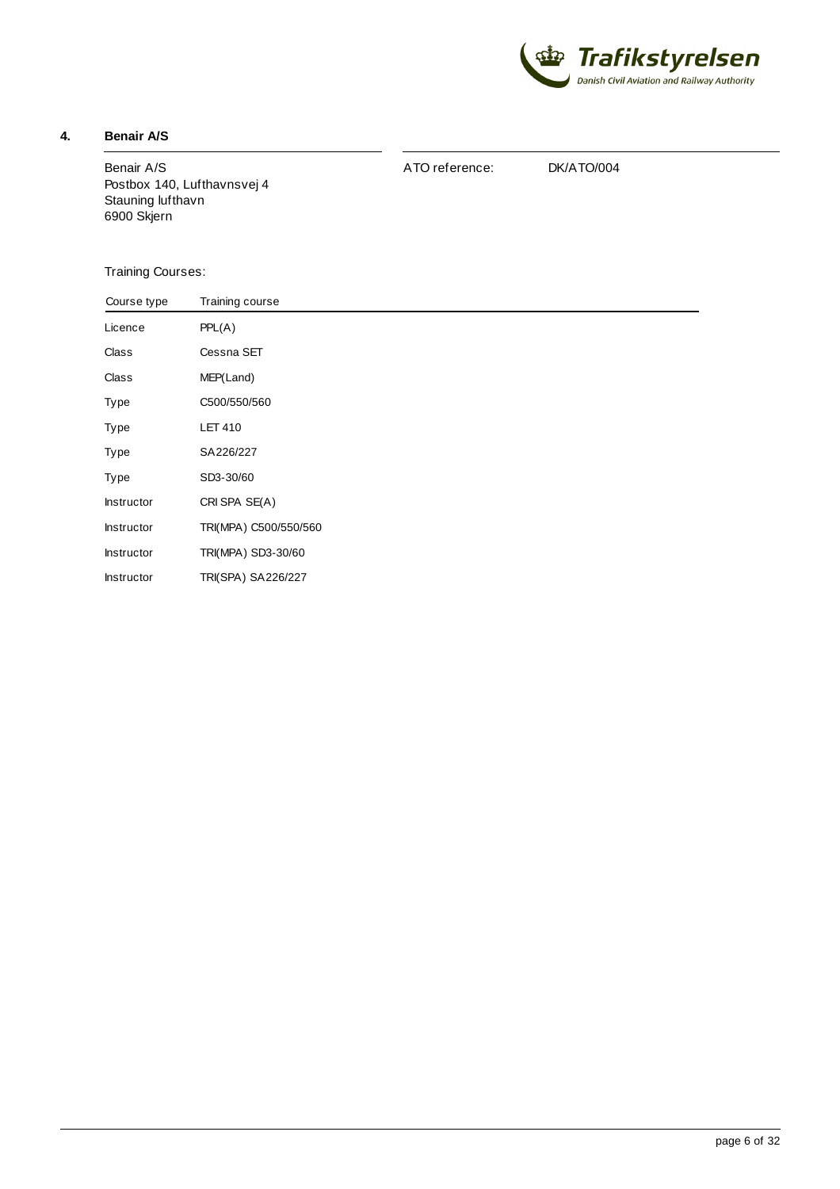## 4. Benair A/S

Benair A/S
Postbox 140, Lufthavnsvej 4
Stauning lufthavn
6900 Skjern

ATO reference: DK/ATO/004

Training Courses:

| Course type | Training course |
|---|---|
| Licence | PPL(A) |
| Class | Cessna SET |
| Class | MEP(Land) |
| Type | C500/550/560 |
| Type | LET 410 |
| Type | SA226/227 |
| Type | SD3-30/60 |
| Instructor | CRI SPA SE(A) |
| Instructor | TRI(MPA) C500/550/560 |
| Instructor | TRI(MPA) SD3-30/60 |
| Instructor | TRI(SPA) SA226/227 |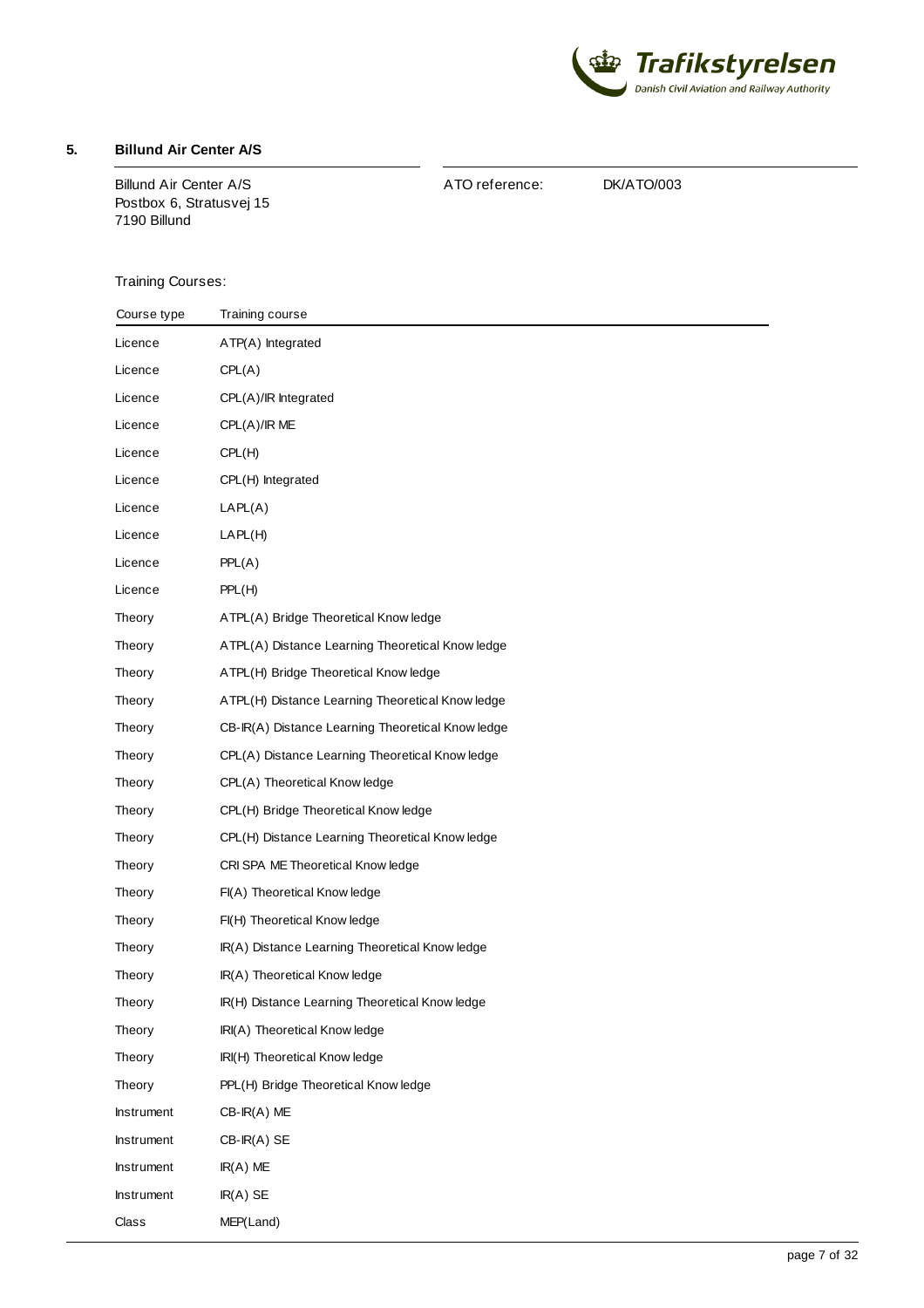## 5. Billund Air Center A/S

Billund Air Center A/S
Postbox 6, Stratusvej 15
7190 Billund

ATO reference: DK/ATO/003

Training Courses:

| Course type | Training course |
|---|---|
| Licence | ATP(A) Integrated |
| Licence | CPL(A) |
| Licence | CPL(A)/IR Integrated |
| Licence | CPL(A)/IR ME |
| Licence | CPL(H) |
| Licence | CPL(H) Integrated |
| Licence | LAPL(A) |
| Licence | LAPL(H) |
| Licence | PPL(A) |
| Licence | PPL(H) |
| Theory | ATPL(A) Bridge Theoretical Knowledge |
| Theory | ATPL(A) Distance Learning Theoretical Knowledge |
| Theory | ATPL(H) Bridge Theoretical Knowledge |
| Theory | ATPL(H) Distance Learning Theoretical Knowledge |
| Theory | CB-IR(A) Distance Learning Theoretical Knowledge |
| Theory | CPL(A) Distance Learning Theoretical Knowledge |
| Theory | CPL(A) Theoretical Knowledge |
| Theory | CPL(H) Bridge Theoretical Knowledge |
| Theory | CPL(H) Distance Learning Theoretical Knowledge |
| Theory | CRI SPA ME Theoretical Knowledge |
| Theory | FI(A) Theoretical Knowledge |
| Theory | FI(H) Theoretical Knowledge |
| Theory | IR(A) Distance Learning Theoretical Knowledge |
| Theory | IR(A) Theoretical Knowledge |
| Theory | IR(H) Distance Learning Theoretical Knowledge |
| Theory | IRI(A) Theoretical Knowledge |
| Theory | IRI(H) Theoretical Knowledge |
| Theory | PPL(H) Bridge Theoretical Knowledge |
| Instrument | CB-IR(A) ME |
| Instrument | CB-IR(A) SE |
| Instrument | IR(A) ME |
| Instrument | IR(A) SE |
| Class | MEP(Land) |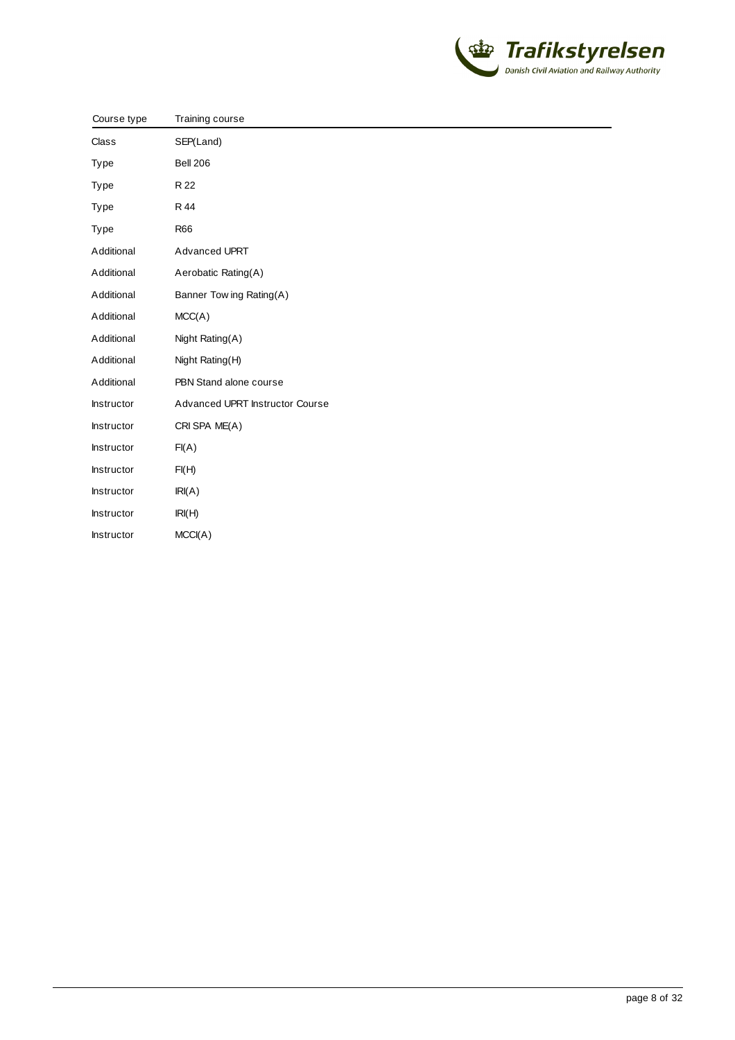| Course type | Training course |
| --- | --- |
| Class | SEP(Land) |
| Type | Bell 206 |
| Type | R 22 |
| Type | R 44 |
| Type | R66 |
| Additional | Advanced UPRT |
| Additional | Aerobatic Rating(A) |
| Additional | Banner Towing Rating(A) |
| Additional | MCC(A) |
| Additional | Night Rating(A) |
| Additional | Night Rating(H) |
| Additional | PBN Stand alone course |
| Instructor | Advanced UPRT Instructor Course |
| Instructor | CRI SPA ME(A) |
| Instructor | FI(A) |
| Instructor | FI(H) |
| Instructor | IRI(A) |
| Instructor | IRI(H) |
| Instructor | MCCI(A) |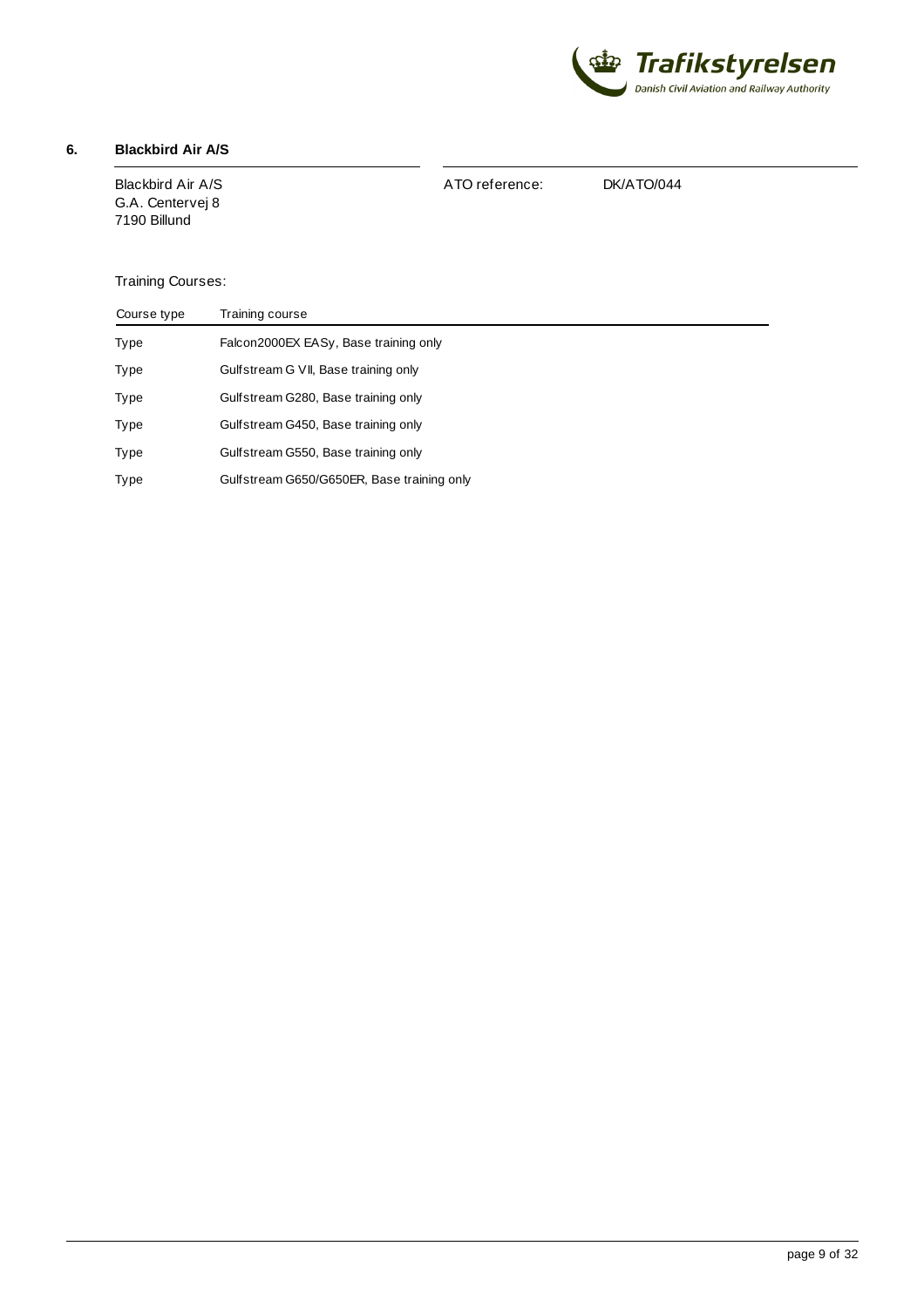## 6. Blackbird Air A/S

Blackbird Air A/S
G.A. Centervej 8
7190 Billund

ATO reference: DK/ATO/044

Training Courses:

| Course type | Training course |
|---|---|
| Type | Falcon2000EX EASy, Base training only |
| Type | Gulfstream G VII, Base training only |
| Type | Gulfstream G280, Base training only |
| Type | Gulfstream G450, Base training only |
| Type | Gulfstream G550, Base training only |
| Type | Gulfstream G650/G650ER, Base training only |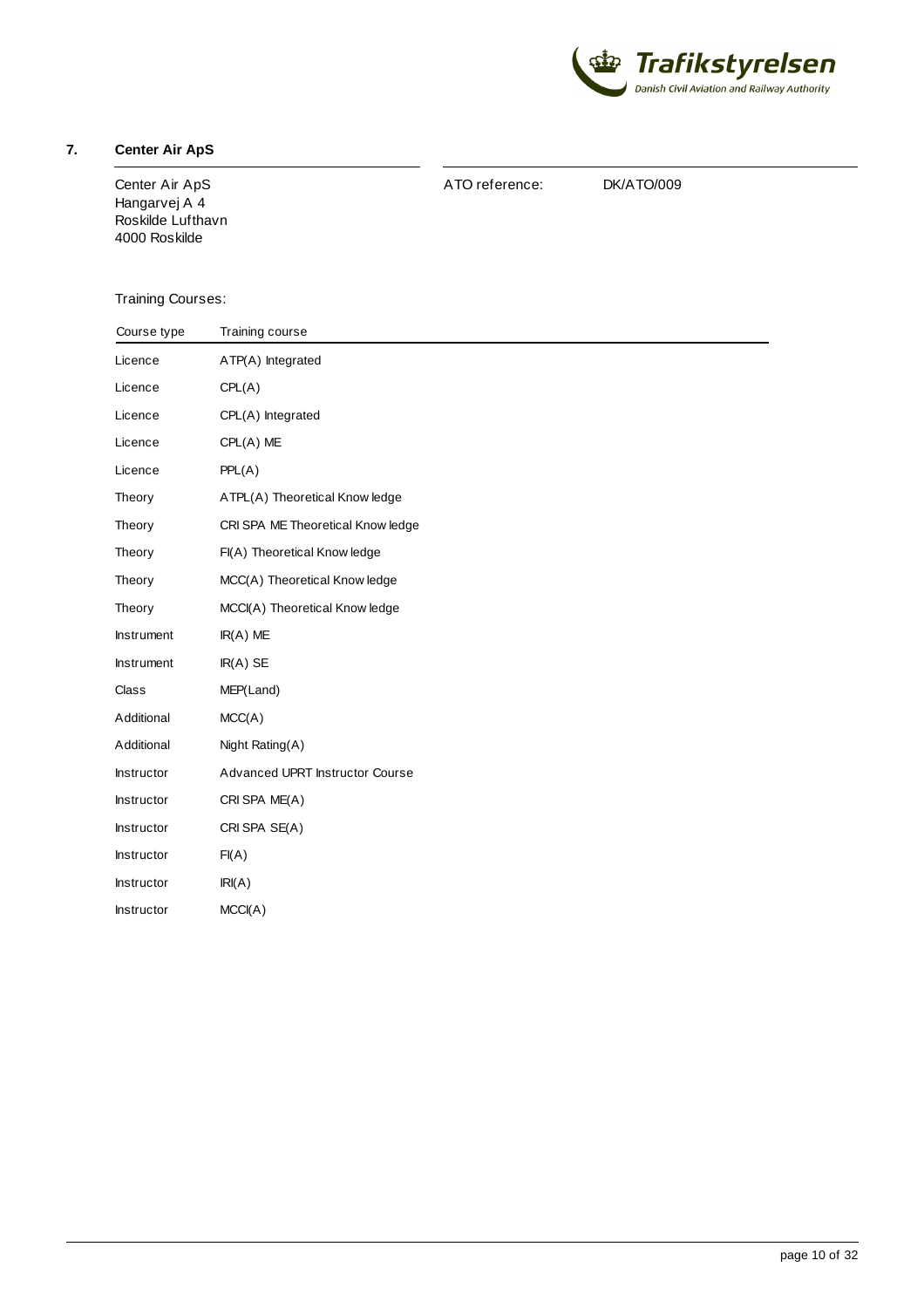## 7. Center Air ApS

Center Air ApS
Hangarvej A 4
Roskilde Lufthavn
4000 Roskilde

ATO reference: DK/ATO/009

Training Courses:

| Course type | Training course |
|---|---|
| Licence | ATP(A) Integrated |
| Licence | CPL(A) |
| Licence | CPL(A) Integrated |
| Licence | CPL(A) ME |
| Licence | PPL(A) |
| Theory | ATPL(A) Theoretical Knowledge |
| Theory | CRI SPA ME Theoretical Knowledge |
| Theory | FI(A) Theoretical Knowledge |
| Theory | MCC(A) Theoretical Knowledge |
| Theory | MCCI(A) Theoretical Knowledge |
| Instrument | IR(A) ME |
| Instrument | IR(A) SE |
| Class | MEP(Land) |
| Additional | MCC(A) |
| Additional | Night Rating(A) |
| Instructor | Advanced UPRT Instructor Course |
| Instructor | CRI SPA ME(A) |
| Instructor | CRI SPA SE(A) |
| Instructor | FI(A) |
| Instructor | IRI(A) |
| Instructor | MCCI(A) |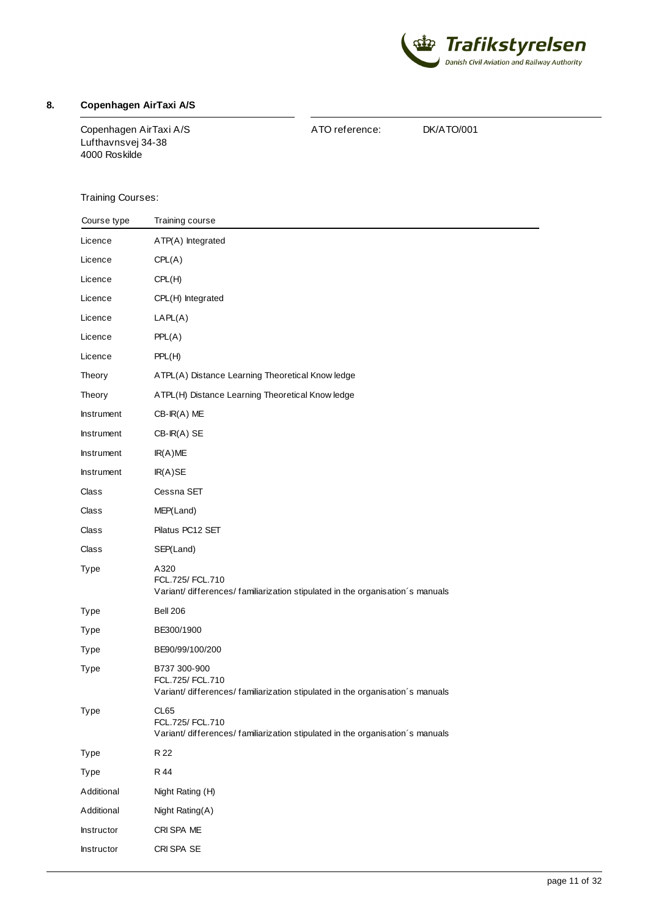## 8. Copenhagen AirTaxi A/S

Copenhagen AirTaxi A/S
Lufthavnsvej 34-38
4000 Roskilde

ATO reference: DK/ATO/001

Training Courses:

| Course type | Training course |
| --- | --- |
| Licence | ATP(A) Integrated |
| Licence | CPL(A) |
| Licence | CPL(H) |
| Licence | CPL(H) Integrated |
| Licence | LAPL(A) |
| Licence | PPL(A) |
| Licence | PPL(H) |
| Theory | ATPL(A) Distance Learning Theoretical Knowledge |
| Theory | ATPL(H) Distance Learning Theoretical Knowledge |
| Instrument | CB-IR(A) ME |
| Instrument | CB-IR(A) SE |
| Instrument | IR(A)ME |
| Instrument | IR(A)SE |
| Class | Cessna SET |
| Class | MEP(Land) |
| Class | Pilatus PC12 SET |
| Class | SEP(Land) |
| Type | A320<br>FCL.725/ FCL.710<br>Variant/ differences/ familiarization stipulated in the organisation´s manuals |
| Type | Bell 206 |
| Type | BE300/1900 |
| Type | BE90/99/100/200 |
| Type | B737 300-900<br>FCL.725/ FCL.710<br>Variant/ differences/ familiarization stipulated in the organisation´s manuals |
| Type | CL65<br>FCL.725/ FCL.710<br>Variant/ differences/ familiarization stipulated in the organisation´s manuals |
| Type | R 22 |
| Type | R 44 |
| Additional | Night Rating (H) |
| Additional | Night Rating(A) |
| Instructor | CRI SPA ME |
| Instructor | CRI SPA SE |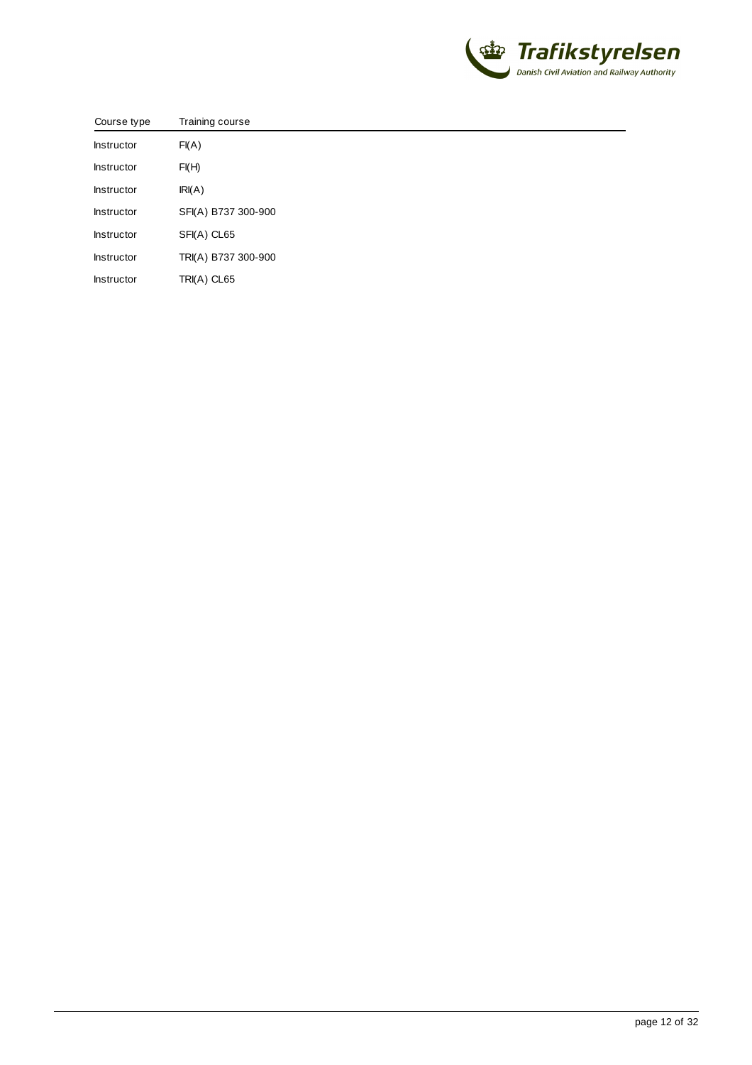| Course type | Training course |
|---|---|
| Instructor | FI(A) |
| Instructor | FI(H) |
| Instructor | IRI(A) |
| Instructor | SFI(A) B737 300-900 |
| Instructor | SFI(A) CL65 |
| Instructor | TRI(A) B737 300-900 |
| Instructor | TRI(A) CL65 |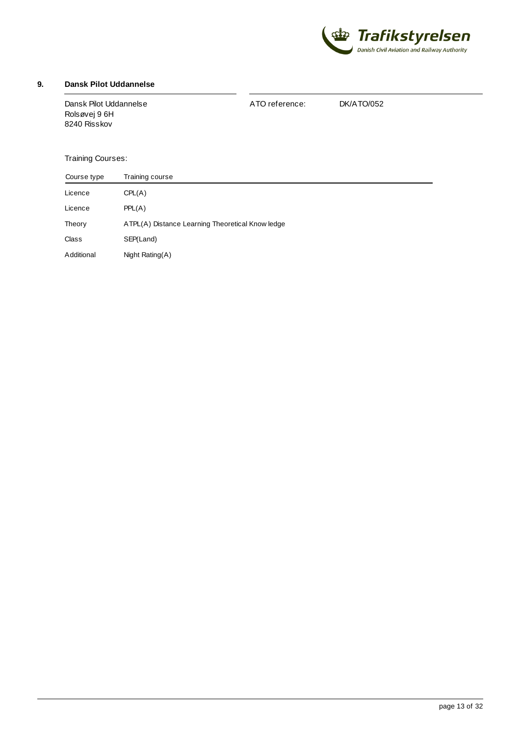## 9. Dansk Pilot Uddannelse

Dansk Pilot Uddannelse
Rolsøvej 9 6H
8240 Risskov

ATO reference: DK/ATO/052

Training Courses:

| Course type | Training course |
|---|---|
| Licence | CPL(A) |
| Licence | PPL(A) |
| Theory | ATPL(A) Distance Learning Theoretical Knowledge |
| Class | SEP(Land) |
| Additional | Night Rating(A) |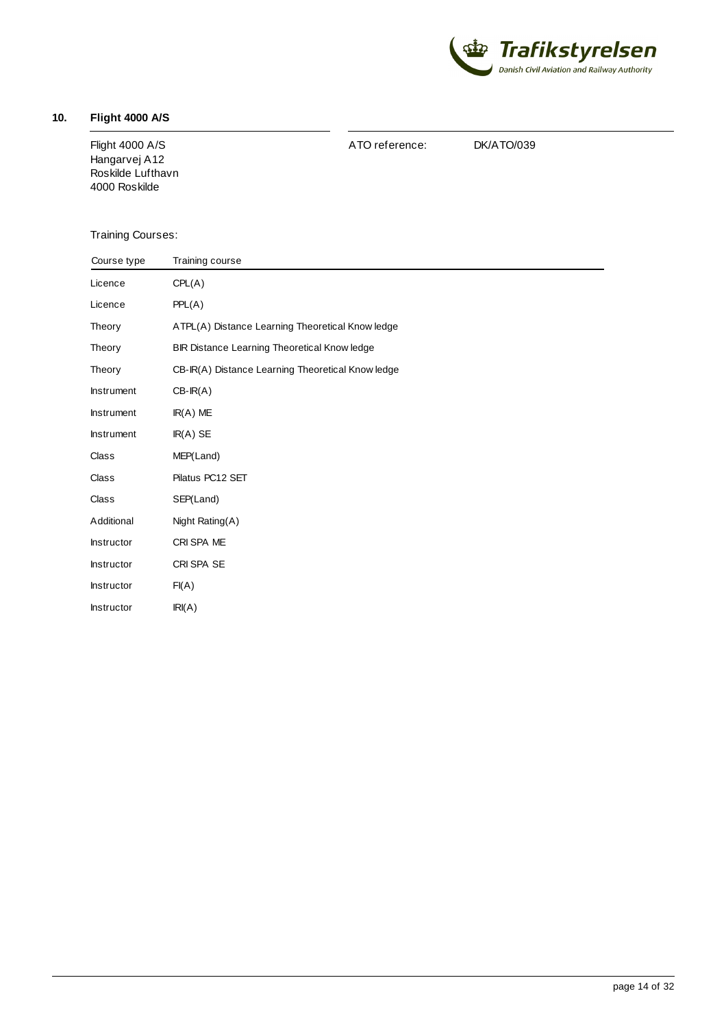## 10. Flight 4000 A/S

Flight 4000 A/S
Hangarvej A12
Roskilde Lufthavn
4000 Roskilde

ATO reference: DK/ATO/039

Training Courses:

| Course type | Training course |
|---|---|
| Licence | CPL(A) |
| Licence | PPL(A) |
| Theory | ATPL(A) Distance Learning Theoretical Knowledge |
| Theory | BIR Distance Learning Theoretical Knowledge |
| Theory | CB-IR(A) Distance Learning Theoretical Knowledge |
| Instrument | CB-IR(A) |
| Instrument | IR(A) ME |
| Instrument | IR(A) SE |
| Class | MEP(Land) |
| Class | Pilatus PC12 SET |
| Class | SEP(Land) |
| Additional | Night Rating(A) |
| Instructor | CRI SPA ME |
| Instructor | CRI SPA SE |
| Instructor | FI(A) |
| Instructor | IRI(A) |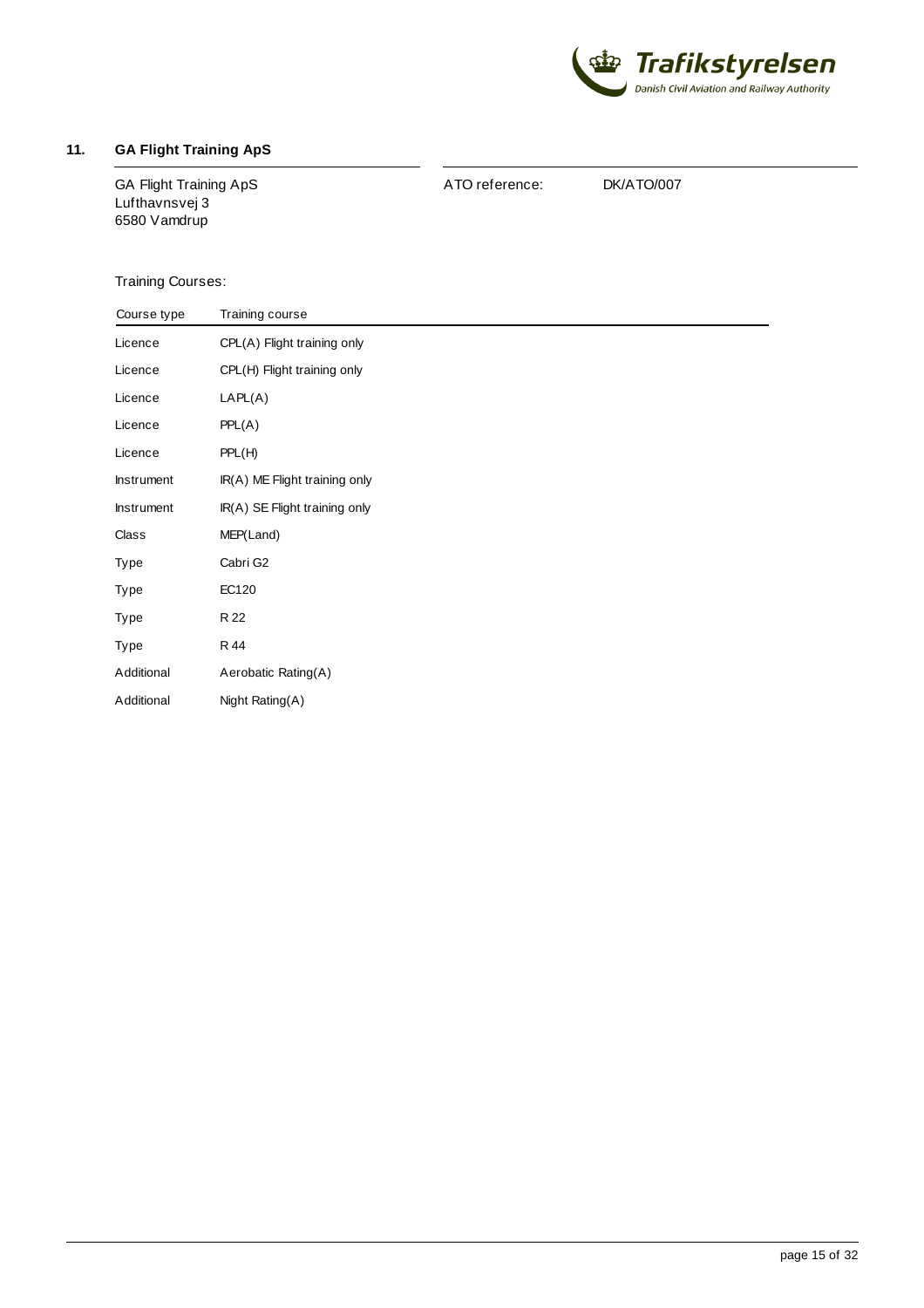## 11. GA Flight Training ApS

GA Flight Training ApS
Lufthavnsvej 3
6580 Vamdrup

ATO reference: DK/ATO/007

Training Courses:

| Course type | Training course |
|---|---|
| Licence | CPL(A) Flight training only |
| Licence | CPL(H) Flight training only |
| Licence | LAPL(A) |
| Licence | PPL(A) |
| Licence | PPL(H) |
| Instrument | IR(A) ME Flight training only |
| Instrument | IR(A) SE Flight training only |
| Class | MEP(Land) |
| Type | Cabri G2 |
| Type | EC120 |
| Type | R 22 |
| Type | R 44 |
| Additional | Aerobatic Rating(A) |
| Additional | Night Rating(A) |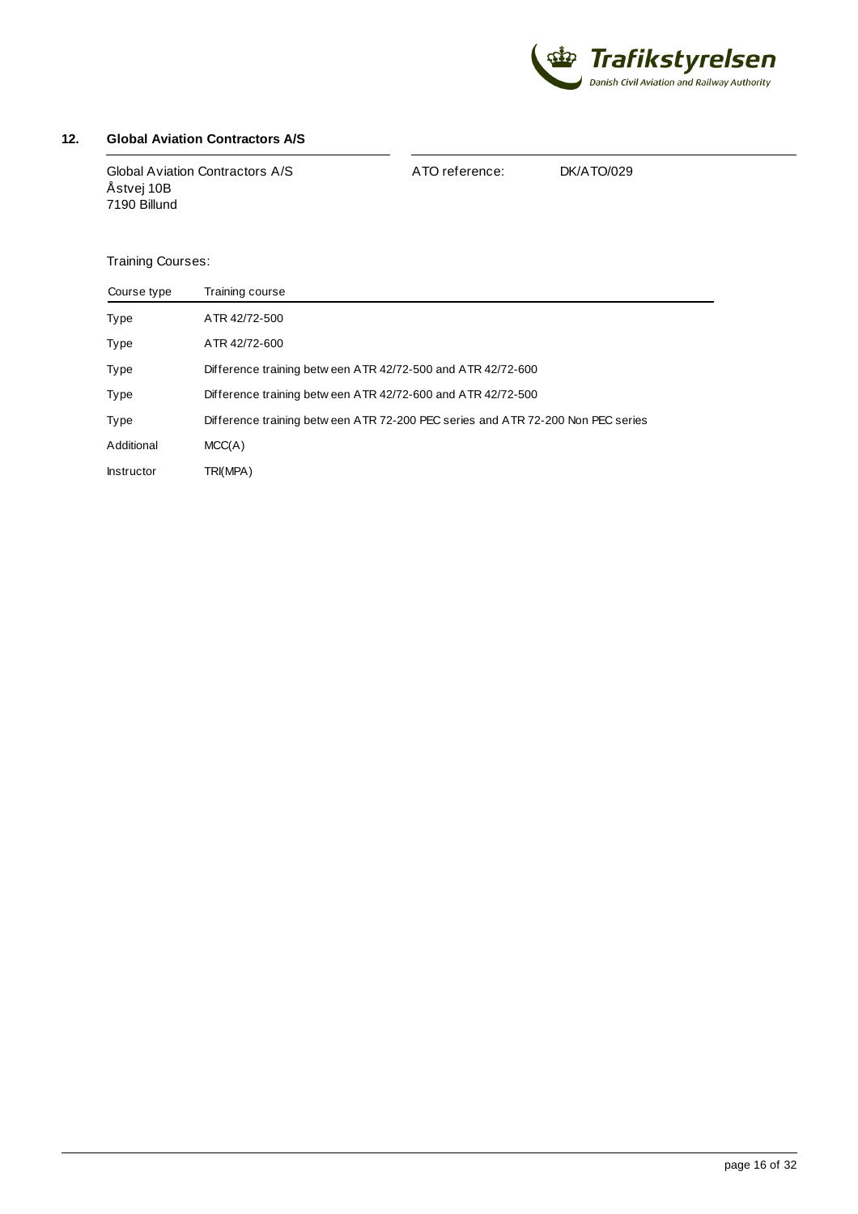## 12. Global Aviation Contractors A/S

Global Aviation Contractors A/S
Åstvej 10B
7190 Billund

ATO reference: DK/ATO/029

Training Courses:

| Course type | Training course |
|---|---|
| Type | ATR 42/72-500 |
| Type | ATR 42/72-600 |
| Type | Difference training between ATR 42/72-500 and ATR 42/72-600 |
| Type | Difference training between ATR 42/72-600 and ATR 42/72-500 |
| Type | Difference training between ATR 72-200 PEC series and ATR 72-200 Non PEC series |
| Additional | MCC(A) |
| Instructor | TRI(MPA) |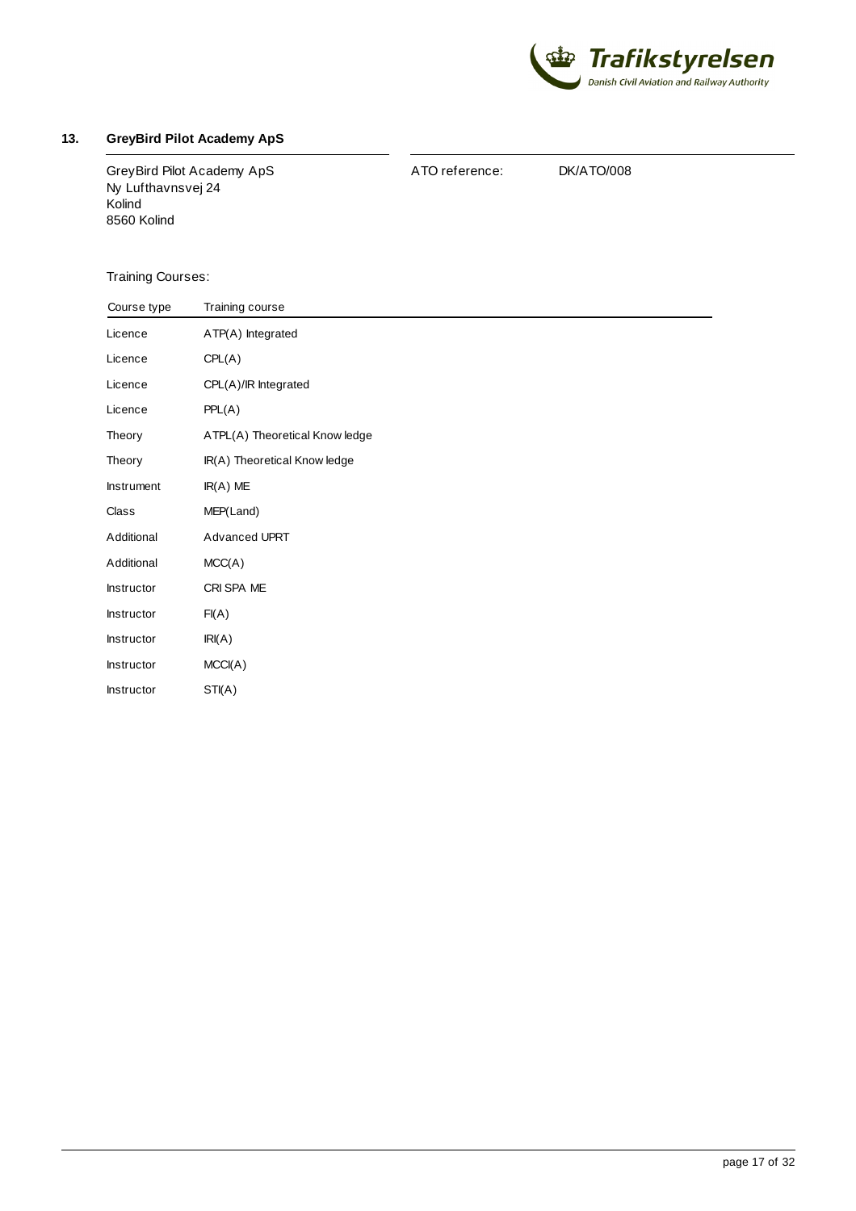## 13. GreyBird Pilot Academy ApS

GreyBird Pilot Academy ApS
Ny Lufthavnsvej 24
Kolind
8560 Kolind

ATO reference: DK/ATO/008

Training Courses:

| Course type | Training course |
| --- | --- |
| Licence | ATP(A) Integrated |
| Licence | CPL(A) |
| Licence | CPL(A)/IR Integrated |
| Licence | PPL(A) |
| Theory | ATPL(A) Theoretical Knowledge |
| Theory | IR(A) Theoretical Knowledge |
| Instrument | IR(A) ME |
| Class | MEP(Land) |
| Additional | Advanced UPRT |
| Additional | MCC(A) |
| Instructor | CRI SPA ME |
| Instructor | FI(A) |
| Instructor | IRI(A) |
| Instructor | MCCI(A) |
| Instructor | STI(A) |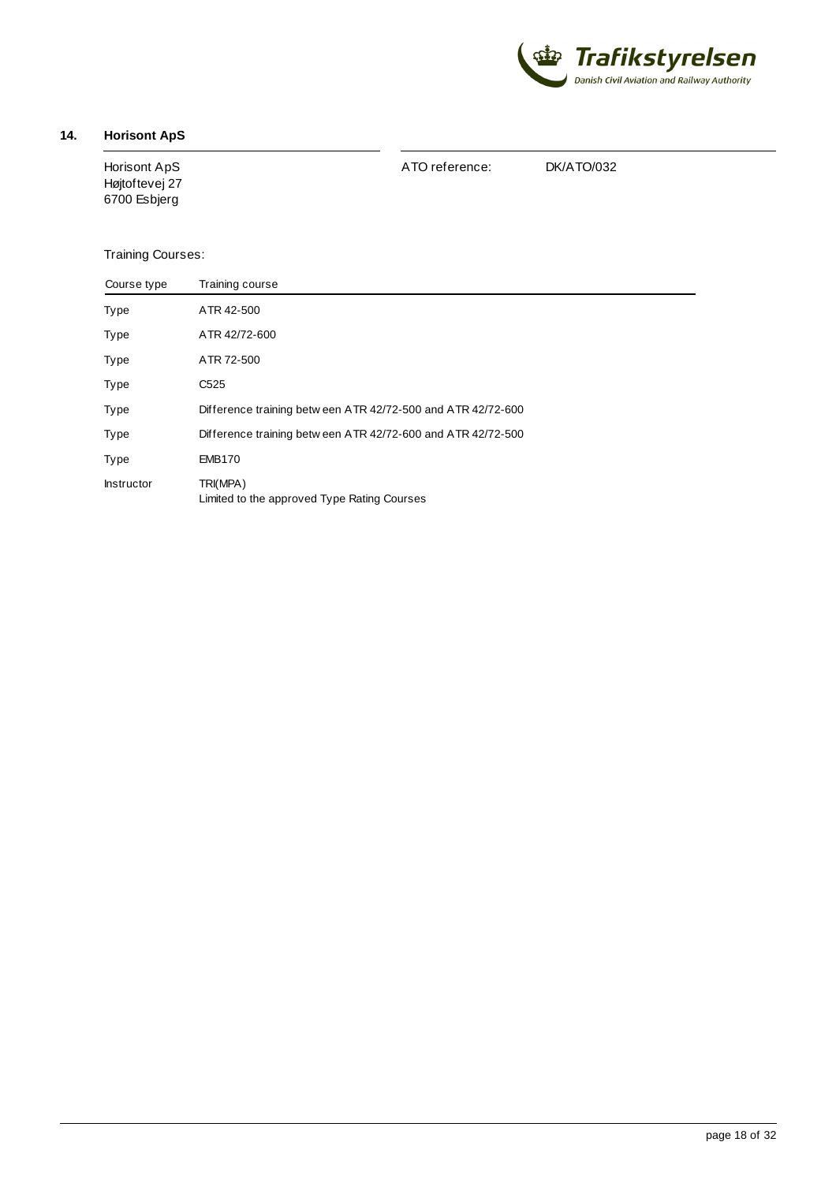## 14. Horisont ApS

Horisont ApS
Højtoftevej 27
6700 Esbjerg

ATO reference: DK/ATO/032

Training Courses:

| Course type | Training course |
|---|---|
| Type | ATR 42-500 |
| Type | ATR 42/72-600 |
| Type | ATR 72-500 |
| Type | C525 |
| Type | Difference training between ATR 42/72-500 and ATR 42/72-600 |
| Type | Difference training between ATR 42/72-600 and ATR 42/72-500 |
| Type | EMB170 |
| Instructor | TRI(MPA)<br>Limited to the approved Type Rating Courses |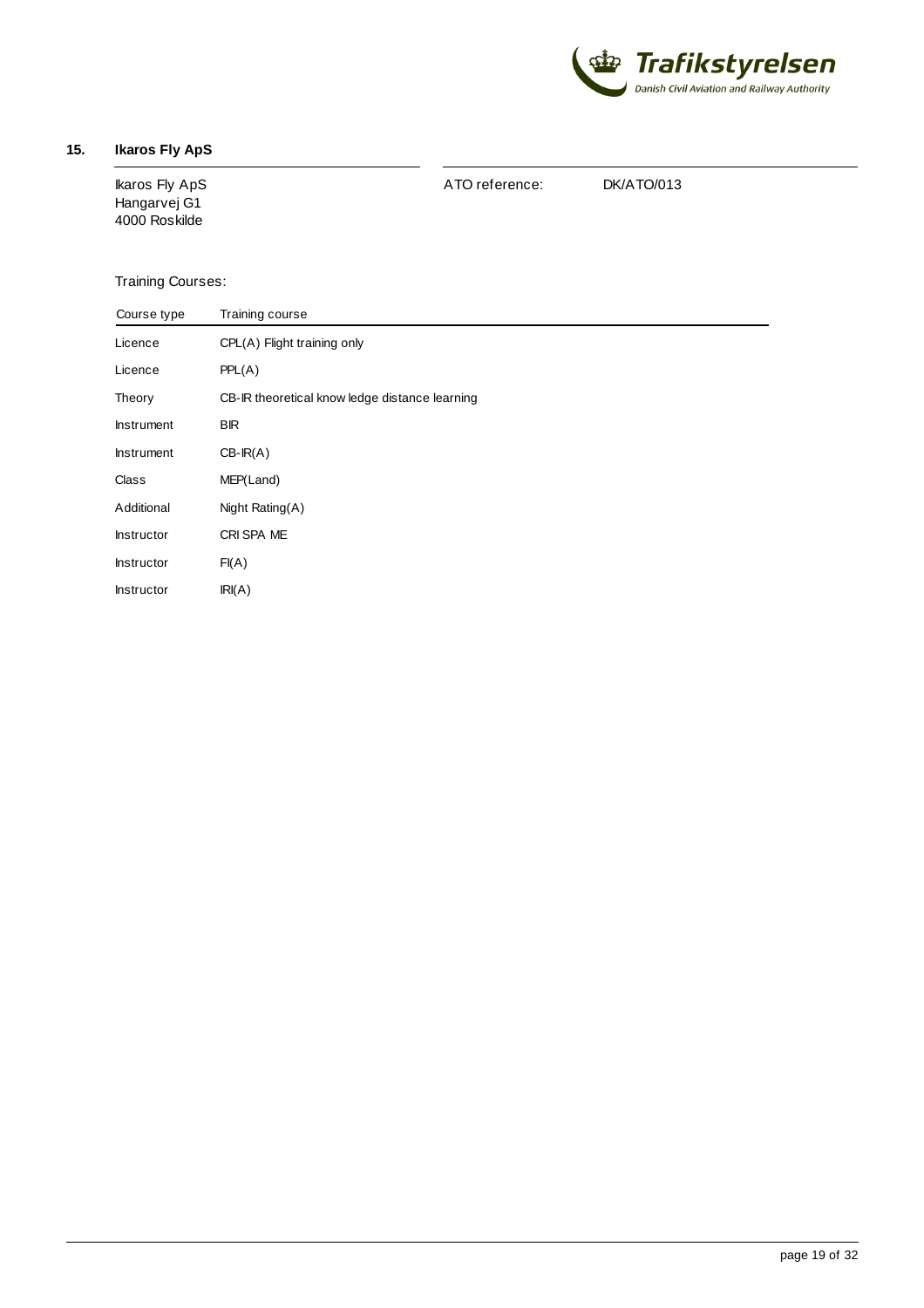## 15. Ikaros Fly ApS

Ikaros Fly ApS
Hangarvej G1
4000 Roskilde

ATO reference: DK/ATO/013

Training Courses:

| Course type | Training course |
|---|---|
| Licence | CPL(A) Flight training only |
| Licence | PPL(A) |
| Theory | CB-IR theoretical know ledge distance learning |
| Instrument | BIR |
| Instrument | CB-IR(A) |
| Class | MEP(Land) |
| Additional | Night Rating(A) |
| Instructor | CRI SPA ME |
| Instructor | FI(A) |
| Instructor | IRI(A) |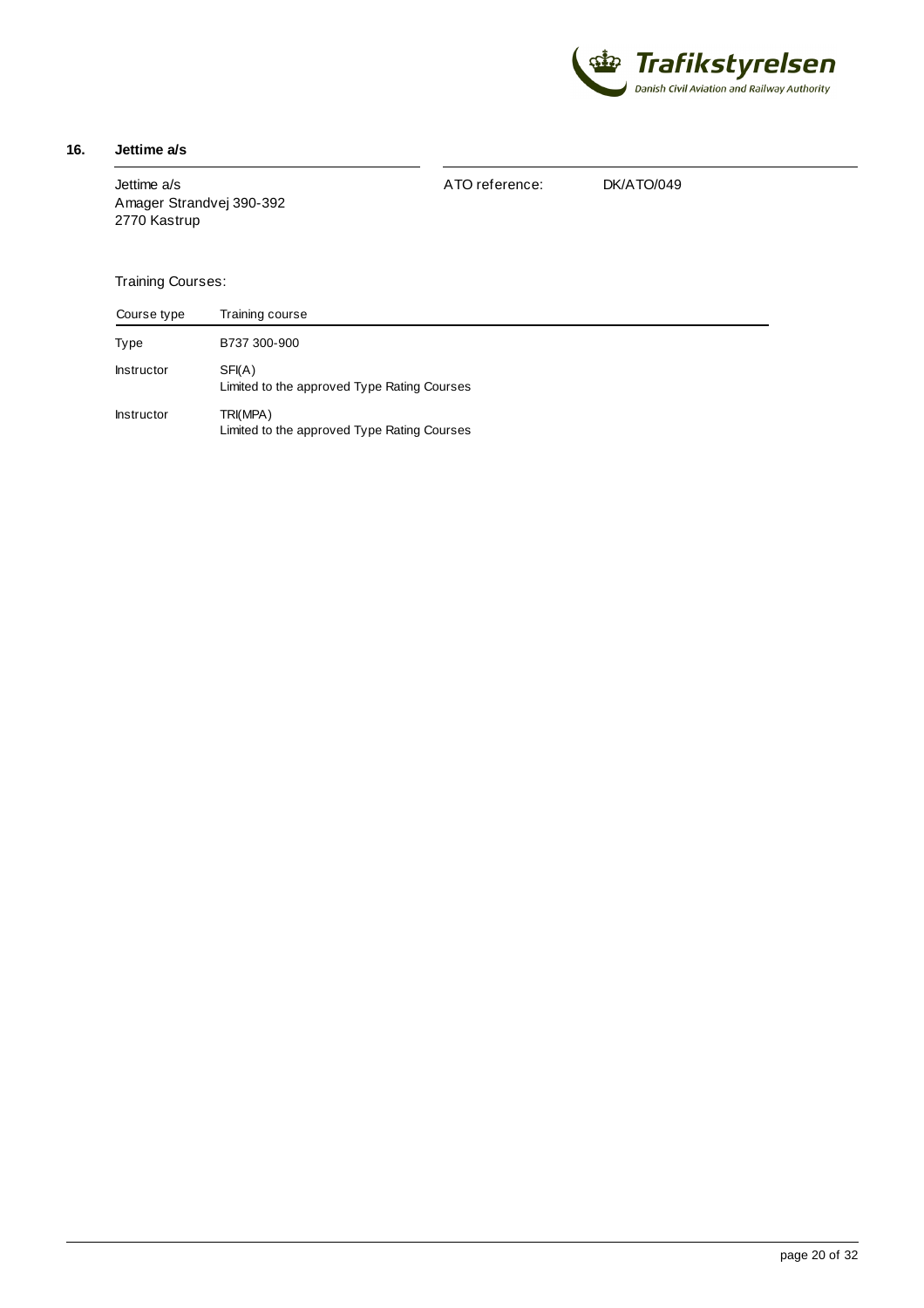## 16. Jettime a/s

Jettime a/s
Amager Strandvej 390-392
2770 Kastrup

ATO reference: DK/ATO/049

Training Courses:

| Course type | Training course |
|---|---|
| Type | B737 300-900 |
| Instructor | SFI(A)<br>Limited to the approved Type Rating Courses |
| Instructor | TRI(MPA)<br>Limited to the approved Type Rating Courses |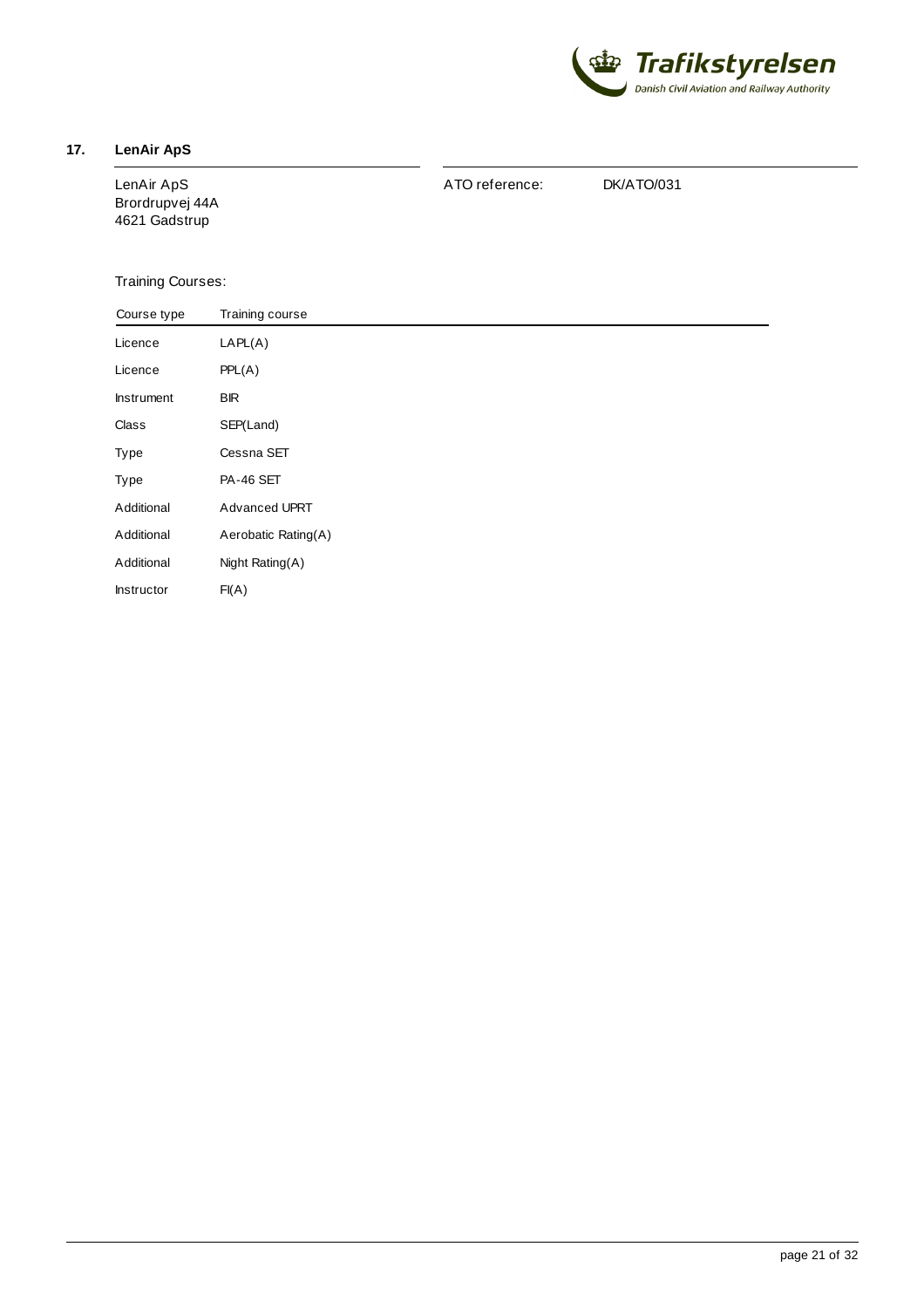## 17. LenAir ApS

LenAir ApS
Brordrupvej 44A
4621 Gadstrup

ATO reference: DK/ATO/031

Training Courses:

| Course type | Training course |
|---|---|
| Licence | LAPL(A) |
| Licence | PPL(A) |
| Instrument | BIR |
| Class | SEP(Land) |
| Type | Cessna SET |
| Type | PA-46 SET |
| Additional | Advanced UPRT |
| Additional | Aerobatic Rating(A) |
| Additional | Night Rating(A) |
| Instructor | FI(A) |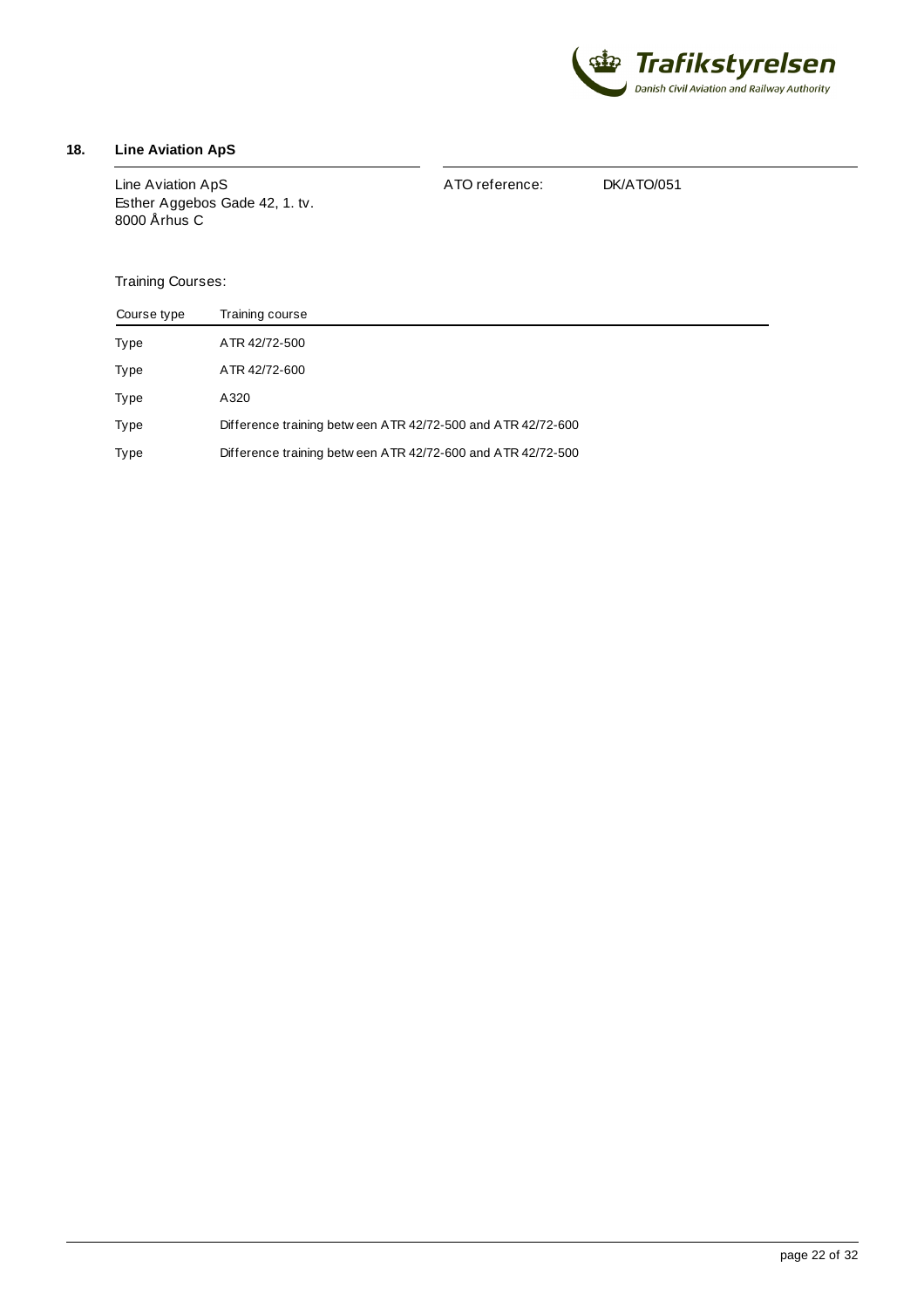## 18. Line Aviation ApS

Line Aviation ApS
Esther Aggebos Gade 42, 1. tv.
8000 Århus C

ATO reference: DK/ATO/051

Training Courses:

| Course type | Training course |
|---|---|
| Type | ATR 42/72-500 |
| Type | ATR 42/72-600 |
| Type | A320 |
| Type | Difference training between ATR 42/72-500 and ATR 42/72-600 |
| Type | Difference training between ATR 42/72-600 and ATR 42/72-500 |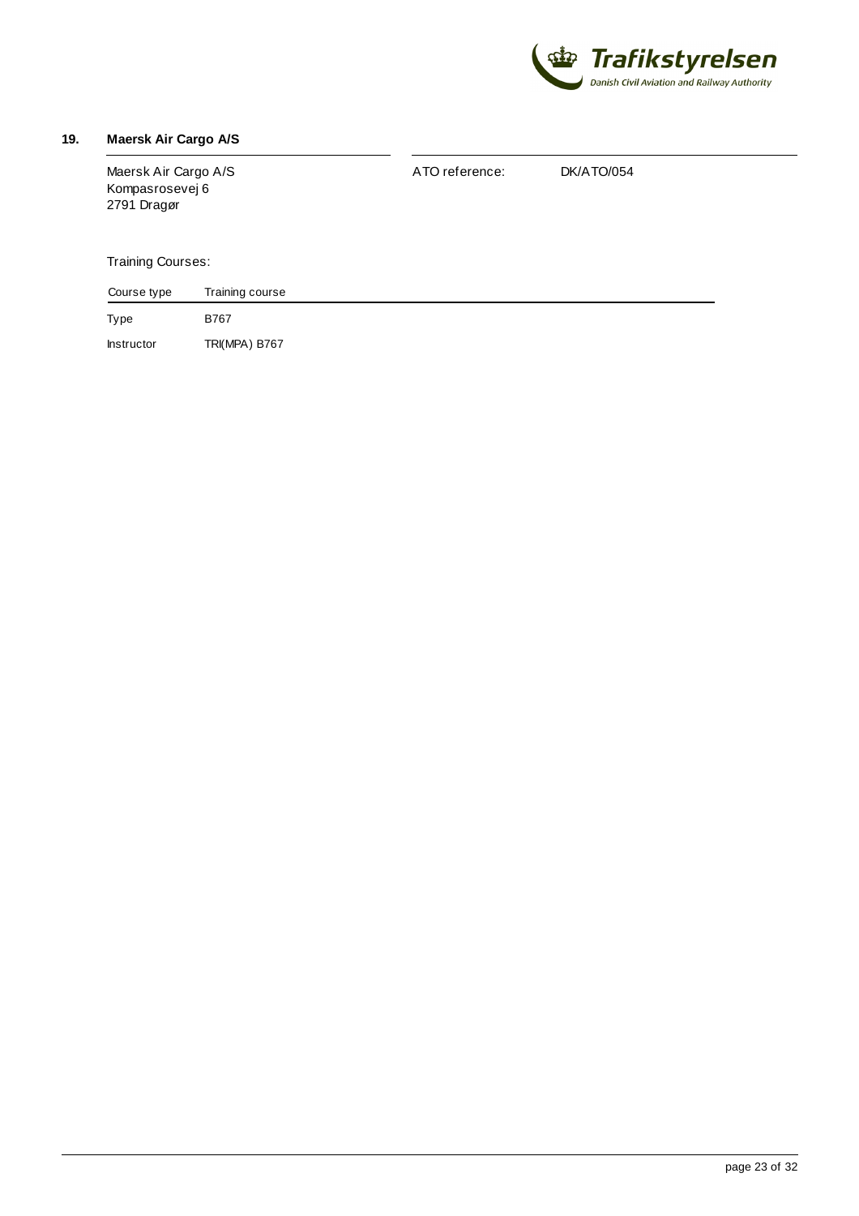## 19. Maersk Air Cargo A/S

Maersk Air Cargo A/S
Kompasrosevej 6
2791 Dragør

ATO reference: DK/ATO/054

Training Courses:

| Course type | Training course |
|---|---|
| Type | B767 |
| Instructor | TRI(MPA) B767 |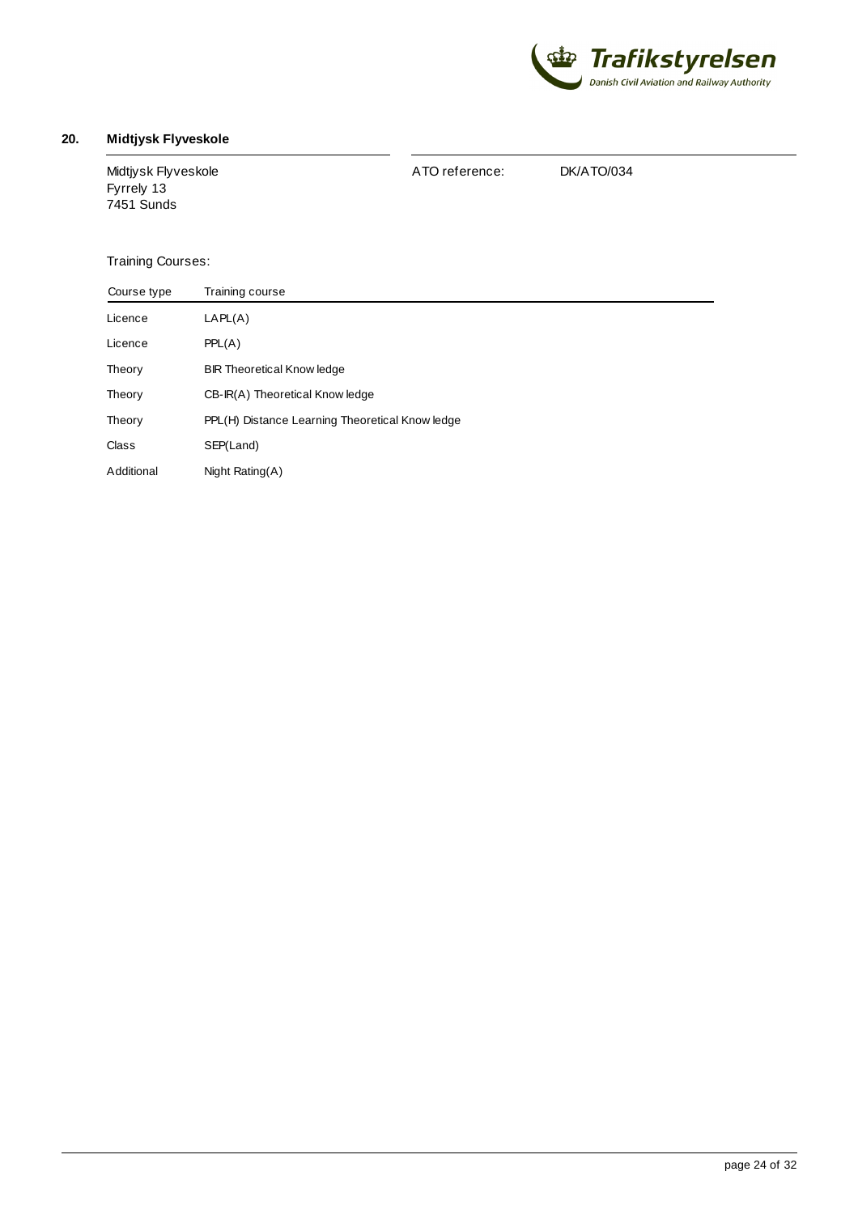## 20. Midtjysk Flyveskole

Midtjysk Flyveskole
Fyrrely 13
7451 Sunds

ATO reference: DK/ATO/034

Training Courses:

| Course type | Training course |
|---|---|
| Licence | LAPL(A) |
| Licence | PPL(A) |
| Theory | BIR Theoretical Knowledge |
| Theory | CB-IR(A) Theoretical Knowledge |
| Theory | PPL(H) Distance Learning Theoretical Knowledge |
| Class | SEP(Land) |
| Additional | Night Rating(A) |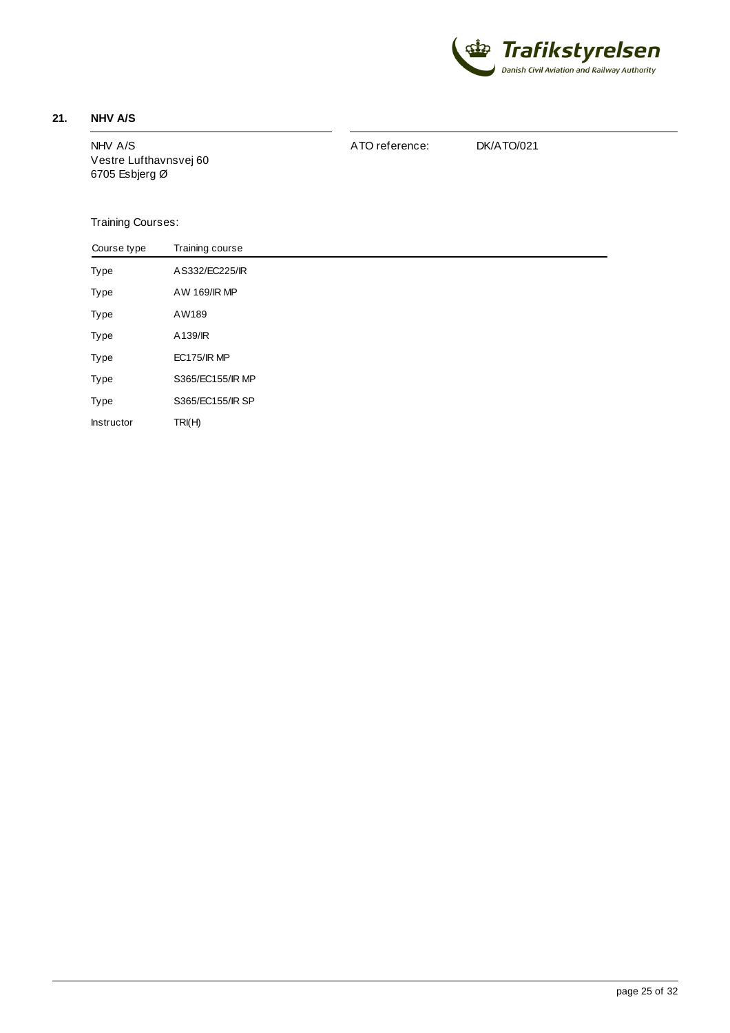## 21. NHV A/S

NHV A/S
Vestre Lufthavnsvej 60
6705 Esbjerg Ø

ATO reference: DK/ATO/021

Training Courses:

| Course type | Training course |
|---|---|
| Type | AS332/EC225/IR |
| Type | AW 169/IR MP |
| Type | AW189 |
| Type | A139/IR |
| Type | EC175/IR MP |
| Type | S365/EC155/IR MP |
| Type | S365/EC155/IR SP |
| Instructor | TRI(H) |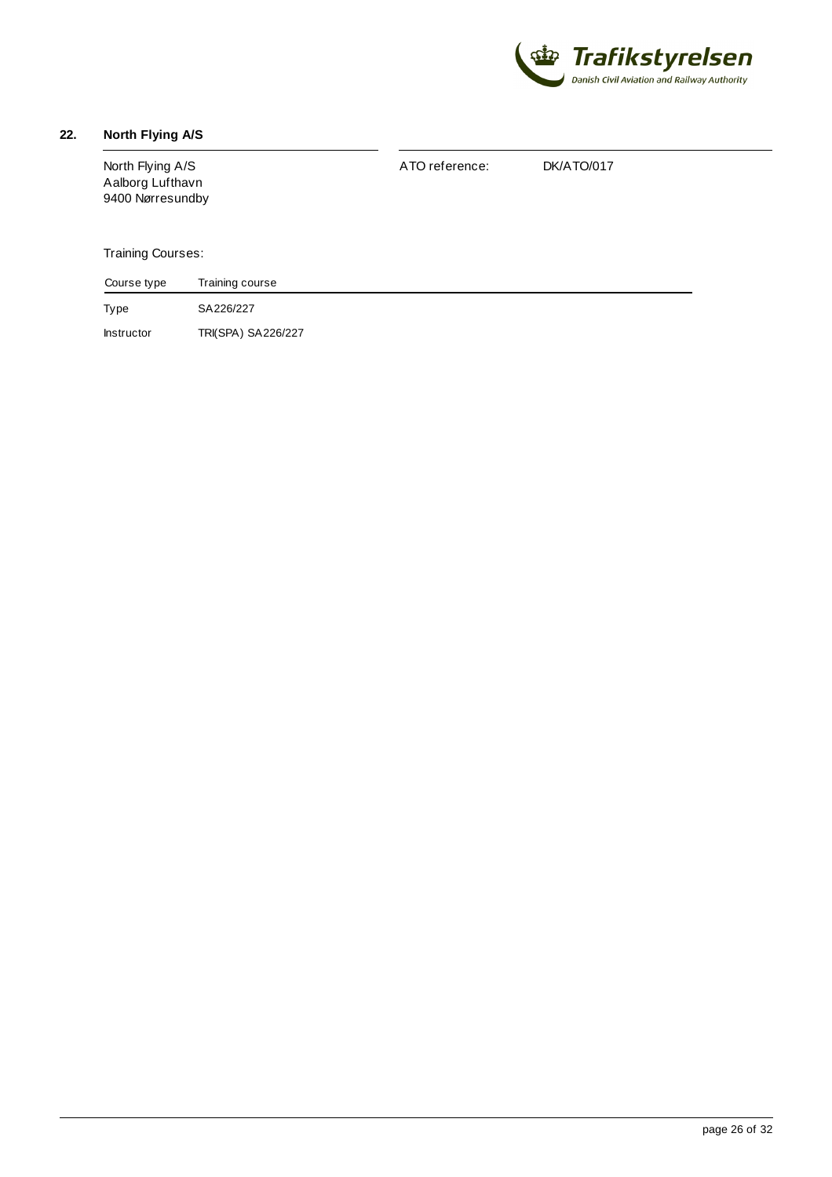## 22. North Flying A/S

North Flying A/S
Aalborg Lufthavn
9400 Nørresundby

ATO reference: DK/ATO/017

Training Courses:

| Course type | Training course |
| --- | --- |
| Type | SA226/227 |
| Instructor | TRI(SPA) SA226/227 |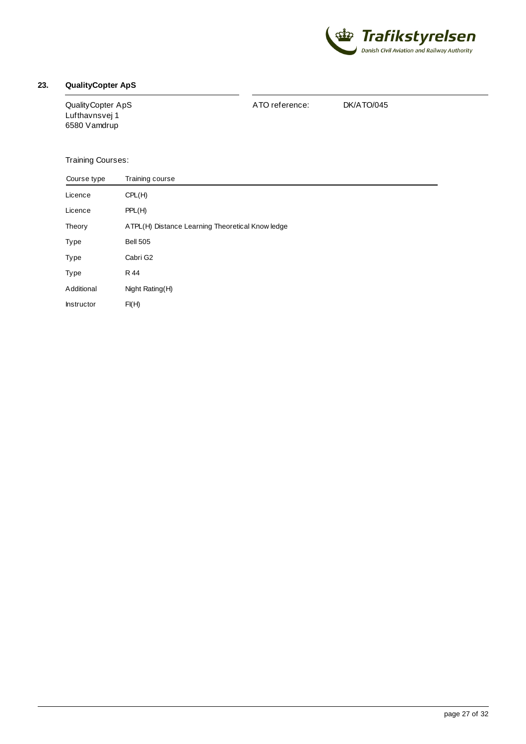## 23. QualityCopter ApS

QualityCopter ApS
Lufthavnsvej 1
6580 Vamdrup

ATO reference: DK/ATO/045

Training Courses:

| Course type | Training course |
|---|---|
| Licence | CPL(H) |
| Licence | PPL(H) |
| Theory | ATPL(H) Distance Learning Theoretical Knowledge |
| Type | Bell 505 |
| Type | Cabri G2 |
| Type | R 44 |
| Additional | Night Rating(H) |
| Instructor | FI(H) |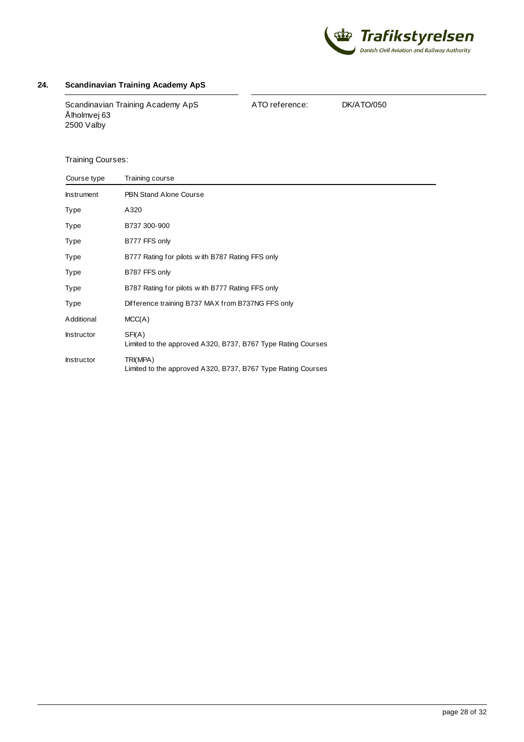## 24. Scandinavian Training Academy ApS

Scandinavian Training Academy ApS
Ålholmvej 63
2500 Valby

ATO reference: DK/ATO/050

Training Courses:

| Course type | Training course |
| --- | --- |
| Instrument | PBN Stand Alone Course |
| Type | A320 |
| Type | B737 300-900 |
| Type | B777 FFS only |
| Type | B777 Rating for pilots with B787 Rating FFS only |
| Type | B787 FFS only |
| Type | B787 Rating for pilots with B777 Rating FFS only |
| Type | Difference training B737 MAX from B737NG FFS only |
| Additional | MCC(A) |
| Instructor | SFI(A)<br>Limited to the approved A320, B737, B767 Type Rating Courses |
| Instructor | TRI(MPA)<br>Limited to the approved A320, B737, B767 Type Rating Courses |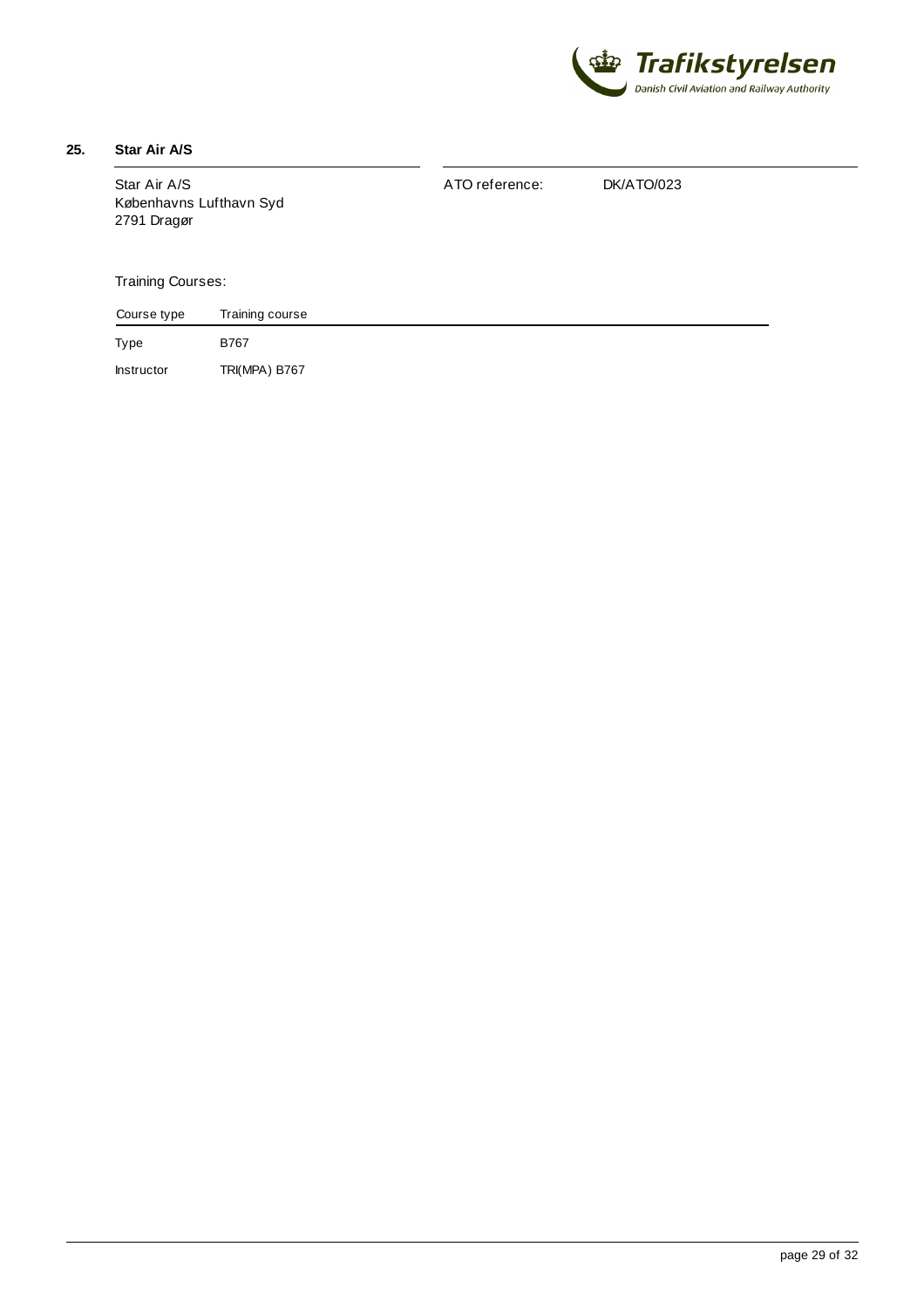## 25. Star Air A/S

Star Air A/S
Københavns Lufthavn Syd
2791 Dragør

ATO reference: DK/ATO/023

Training Courses:

| Course type | Training course |
|---|---|
| Type | B767 |
| Instructor | TRI(MPA) B767 |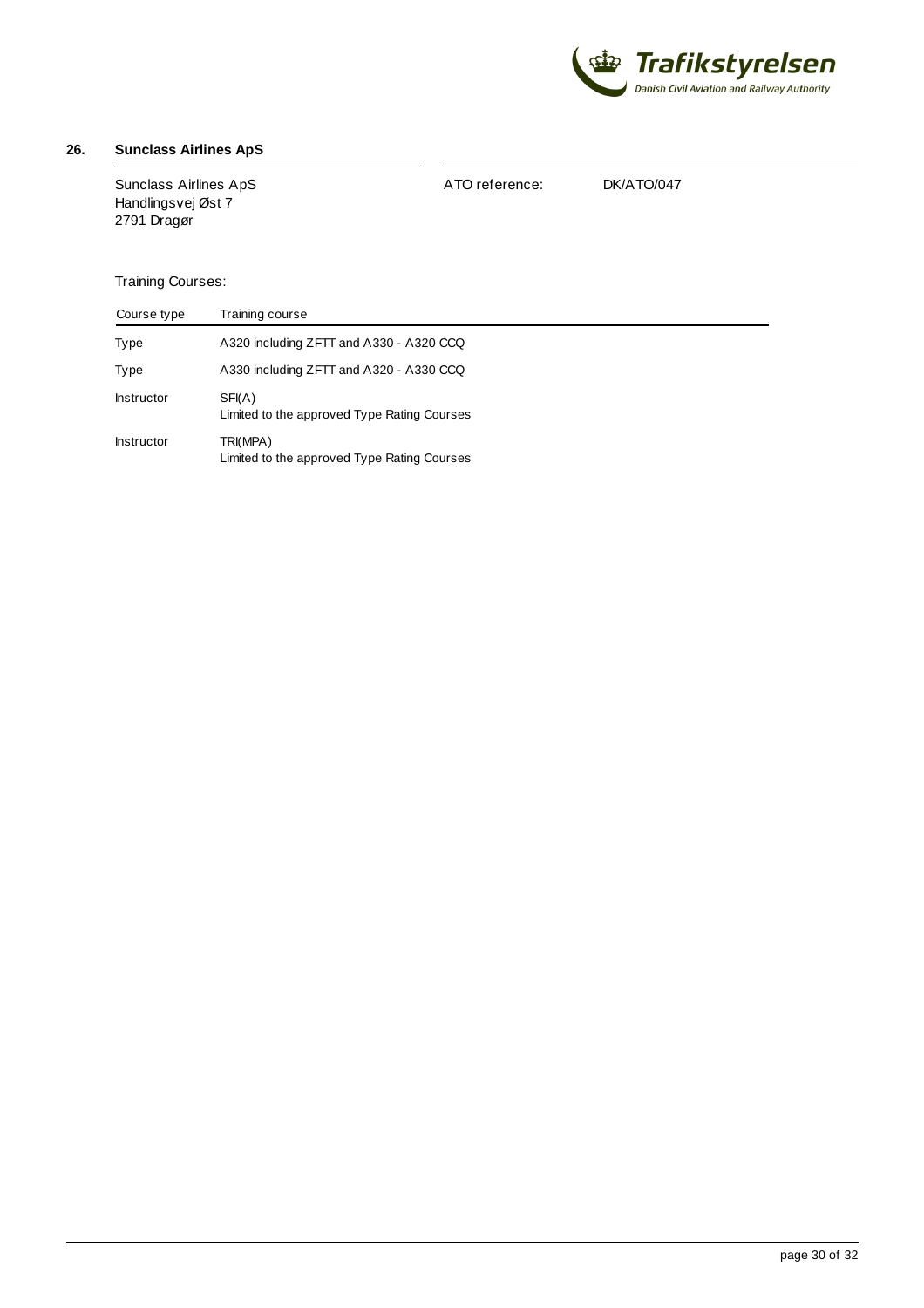## 26. Sunclass Airlines ApS

Sunclass Airlines ApS
Handlingsvej Øst 7
2791 Dragør

ATO reference: DK/ATO/047

Training Courses:

| Course type | Training course |
|---|---|
| Type | A320 including ZFTT and A330 - A320 CCQ |
| Type | A330 including ZFTT and A320 - A330 CCQ |
| Instructor | SFI(A)<br>Limited to the approved Type Rating Courses |
| Instructor | TRI(MPA)<br>Limited to the approved Type Rating Courses |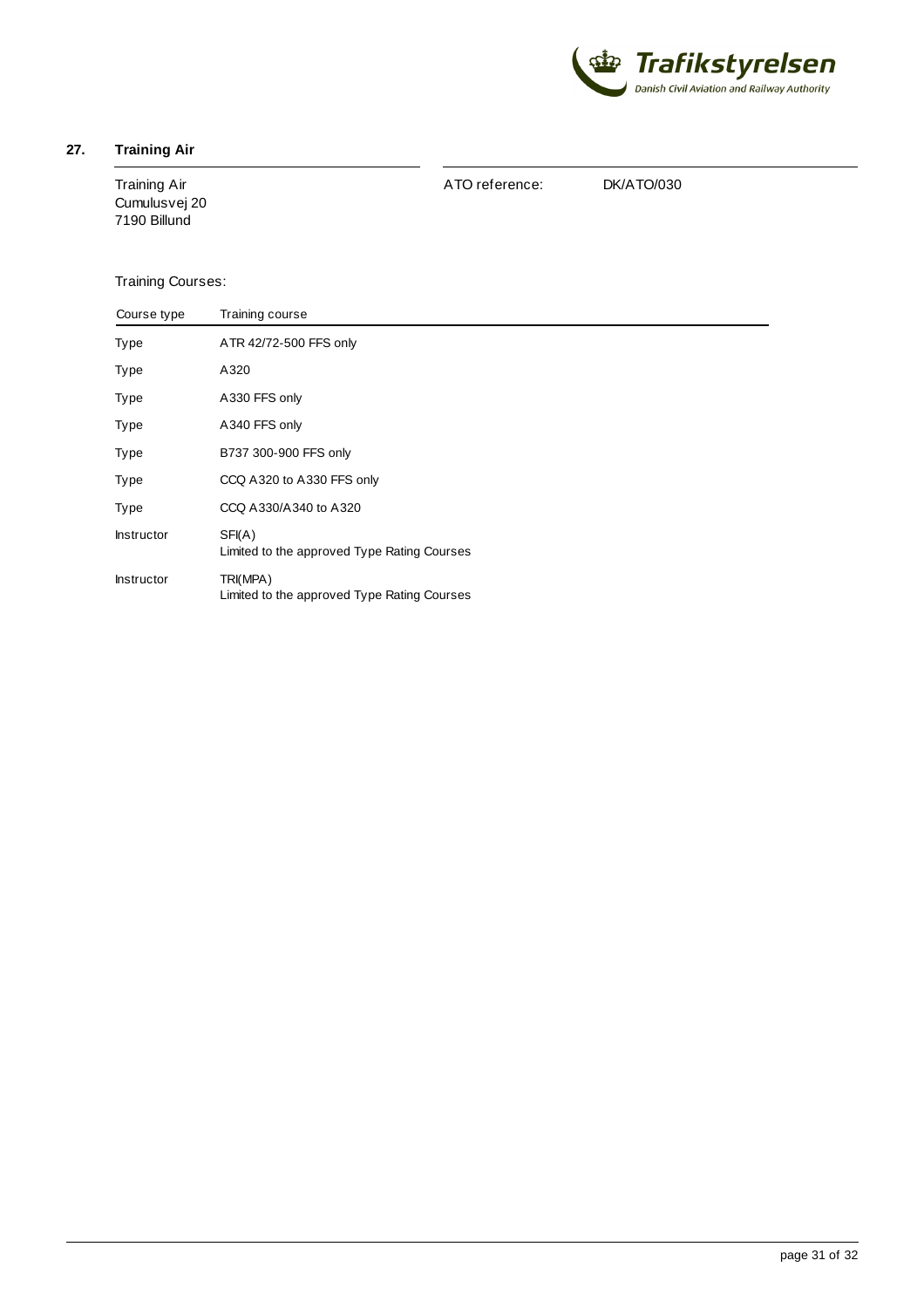## 27. Training Air

Training Air
Cumulusvej 20
7190 Billund

ATO reference: DK/ATO/030

Training Courses:

| Course type | Training course |
|---|---|
| Type | ATR 42/72-500 FFS only |
| Type | A320 |
| Type | A330 FFS only |
| Type | A340 FFS only |
| Type | B737 300-900 FFS only |
| Type | CCQ A320 to A330 FFS only |
| Type | CCQ A330/A340 to A320 |
| Instructor | SFI(A)<br>Limited to the approved Type Rating Courses |
| Instructor | TRI(MPA)<br>Limited to the approved Type Rating Courses |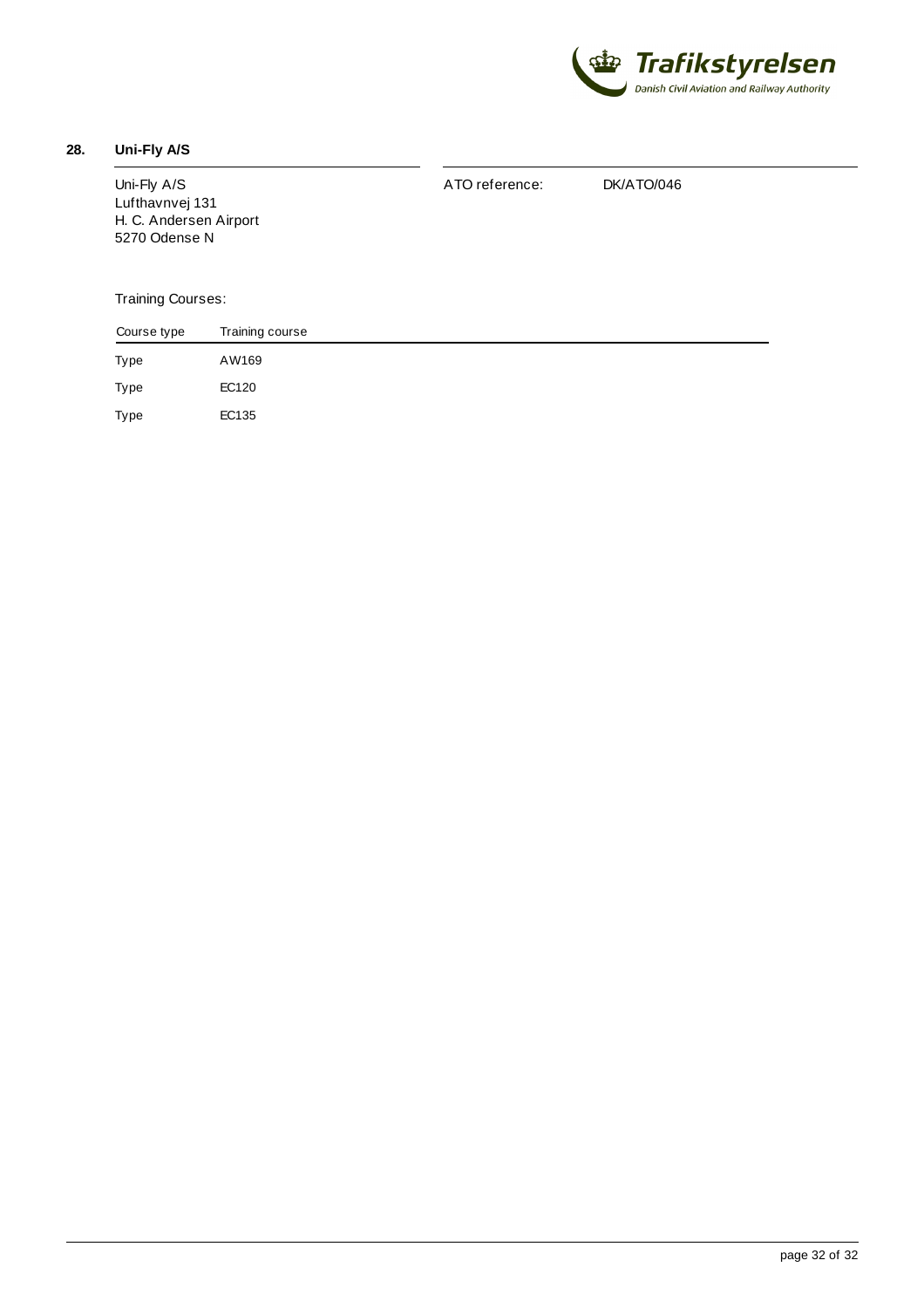## 28. Uni-Fly A/S

Uni-Fly A/S
Lufthavnvej 131
H. C. Andersen Airport
5270 Odense N

ATO reference: DK/ATO/046

Training Courses:

| Course type | Training course |
| --- | --- |
| Type | AW169 |
| Type | EC120 |
| Type | EC135 |